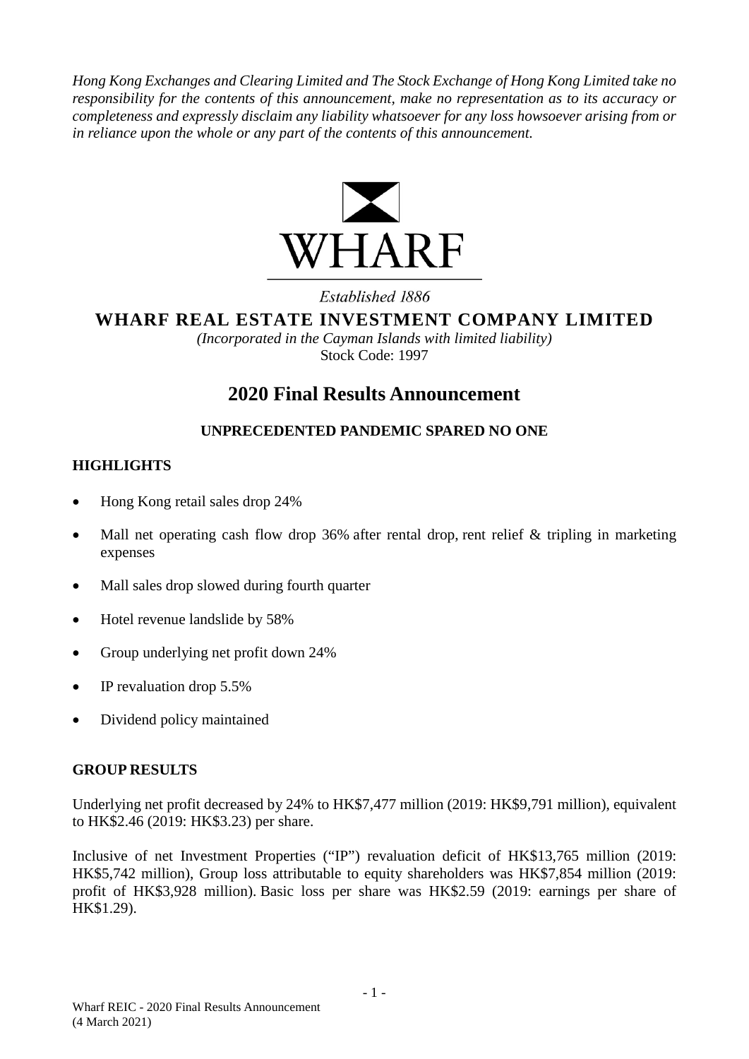*Hong Kong Exchanges and Clearing Limited and The Stock Exchange of Hong Kong Limited take no responsibility for the contents of this announcement, make no representation as to its accuracy or completeness and expressly disclaim any liability whatsoever for any loss howsoever arising from or in reliance upon the whole or any part of the contents of this announcement.*

WHARF

*Established 1886*

**WHARF REAL ESTATE INVESTMENT COMPANY LIMITED**

*(Incorporated in the Cayman Islands with limited liability)*

Stock Code: 1997

# 2020 Final Results Announcement

**UNPRECEDENTED PANDEMIC SPARED NO ONE**

## HIGHLIGHTS

- Hong Kong retail sales drop 24%
- Mall net operating cash flow drop 36% after rental drop, rent relief & tripling in marketing expenses
- Mall sales drop slowed during fourth quarter
- Hotel revenue landslide by 58%
- Group underlying net profit down 24%
- IP revaluation drop 5.5%
- Dividend policy maintained

## GROUP RESULTS

Underlying net profit decreased by 24% to HK$7,477 million (2019: HK$9,791 million), equivalent to HK$2.46 (2019: HK$3.23) per share.

Inclusive of net Investment Properties ("IP") revaluation deficit of HK$13,765 million (2019: HK$5,742 million), Group loss attributable to equity shareholders was HK$7,854 million (2019: profit of HK$3,928 million). Basic loss per share was HK$2.59 (2019: earnings per share of HK$1.29).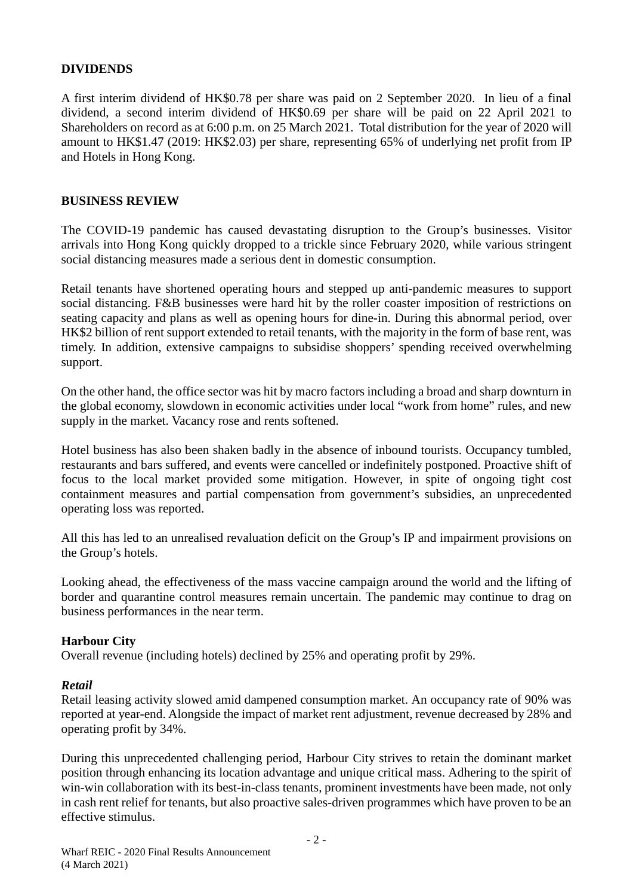**DIVIDENDS**

A first interim dividend of HK$0.78 per share was paid on 2 September 2020. In lieu of a final dividend, a second interim dividend of HK$0.69 per share will be paid on 22 April 2021 to Shareholders on record as at 6:00 p.m. on 25 March 2021. Total distribution for the year of 2020 will amount to HK$1.47 (2019: HK$2.03) per share, representing 65% of underlying net profit from IP and Hotels in Hong Kong.

**BUSINESS REVIEW**

The COVID-19 pandemic has caused devastating disruption to the Group's businesses. Visitor arrivals into Hong Kong quickly dropped to a trickle since February 2020, while various stringent social distancing measures made a serious dent in domestic consumption.

Retail tenants have shortened operating hours and stepped up anti-pandemic measures to support social distancing. F&B businesses were hard hit by the roller coaster imposition of restrictions on seating capacity and plans as well as opening hours for dine-in. During this abnormal period, over HK$2 billion of rent support extended to retail tenants, with the majority in the form of base rent, was timely. In addition, extensive campaigns to subsidise shoppers' spending received overwhelming support.

On the other hand, the office sector was hit by macro factors including a broad and sharp downturn in the global economy, slowdown in economic activities under local "work from home" rules, and new supply in the market. Vacancy rose and rents softened.

Hotel business has also been shaken badly in the absence of inbound tourists. Occupancy tumbled, restaurants and bars suffered, and events were cancelled or indefinitely postponed. Proactive shift of focus to the local market provided some mitigation. However, in spite of ongoing tight cost containment measures and partial compensation from government's subsidies, an unprecedented operating loss was reported.

All this has led to an unrealised revaluation deficit on the Group's IP and impairment provisions on the Group's hotels.

Looking ahead, the effectiveness of the mass vaccine campaign around the world and the lifting of border and quarantine control measures remain uncertain. The pandemic may continue to drag on business performances in the near term.

**Harbour City**

Overall revenue (including hotels) declined by 25% and operating profit by 29%.

***Retail***

Retail leasing activity slowed amid dampened consumption market. An occupancy rate of 90% was reported at year-end. Alongside the impact of market rent adjustment, revenue decreased by 28% and operating profit by 34%.

During this unprecedented challenging period, Harbour City strives to retain the dominant market position through enhancing its location advantage and unique critical mass. Adhering to the spirit of win-win collaboration with its best-in-class tenants, prominent investments have been made, not only in cash rent relief for tenants, but also proactive sales-driven programmes which have proven to be an effective stimulus.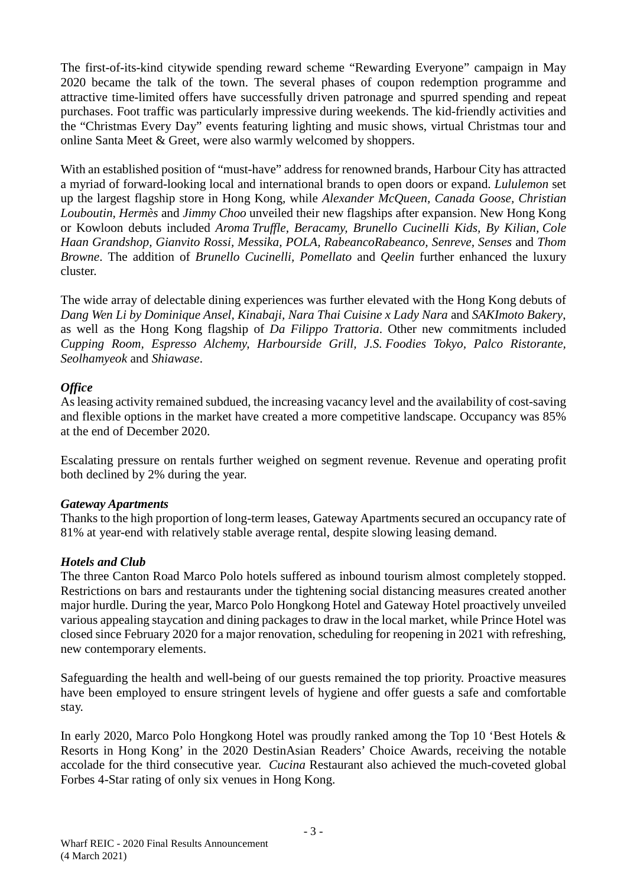The first-of-its-kind citywide spending reward scheme "Rewarding Everyone" campaign in May 2020 became the talk of the town. The several phases of coupon redemption programme and attractive time-limited offers have successfully driven patronage and spurred spending and repeat purchases. Foot traffic was particularly impressive during weekends. The kid-friendly activities and the "Christmas Every Day" events featuring lighting and music shows, virtual Christmas tour and online Santa Meet & Greet, were also warmly welcomed by shoppers.

With an established position of "must-have" address for renowned brands, Harbour City has attracted a myriad of forward-looking local and international brands to open doors or expand. *Lululemon* set up the largest flagship store in Hong Kong, while *Alexander McQueen, Canada Goose, Christian Louboutin, Hermès* and *Jimmy Choo* unveiled their new flagships after expansion. New Hong Kong or Kowloon debuts included *Aroma Truffle, Beracamy, Brunello Cucinelli Kids, By Kilian, Cole Haan Grandshop, Gianvito Rossi, Messika, POLA, RabeancoRabeanco, Senreve, Senses* and *Thom Browne*. The addition of *Brunello Cucinelli, Pomellato* and *Qeelin* further enhanced the luxury cluster.

The wide array of delectable dining experiences was further elevated with the Hong Kong debuts of *Dang Wen Li by Dominique Ansel, Kinabaji, Nara Thai Cuisine x Lady Nara* and *SAKImoto Bakery*, as well as the Hong Kong flagship of *Da Filippo Trattoria*. Other new commitments included *Cupping Room, Espresso Alchemy, Harbourside Grill, J.S. Foodies Tokyo, Palco Ristorante, Seolhamyeok* and *Shiawase*.

***Office***

As leasing activity remained subdued, the increasing vacancy level and the availability of cost-saving and flexible options in the market have created a more competitive landscape. Occupancy was 85% at the end of December 2020.

Escalating pressure on rentals further weighed on segment revenue. Revenue and operating profit both declined by 2% during the year.

***Gateway Apartments***

Thanks to the high proportion of long-term leases, Gateway Apartments secured an occupancy rate of 81% at year-end with relatively stable average rental, despite slowing leasing demand.

***Hotels and Club***

The three Canton Road Marco Polo hotels suffered as inbound tourism almost completely stopped. Restrictions on bars and restaurants under the tightening social distancing measures created another major hurdle. During the year, Marco Polo Hongkong Hotel and Gateway Hotel proactively unveiled various appealing staycation and dining packages to draw in the local market, while Prince Hotel was closed since February 2020 for a major renovation, scheduling for reopening in 2021 with refreshing, new contemporary elements.

Safeguarding the health and well-being of our guests remained the top priority. Proactive measures have been employed to ensure stringent levels of hygiene and offer guests a safe and comfortable stay.

In early 2020, Marco Polo Hongkong Hotel was proudly ranked among the Top 10 'Best Hotels & Resorts in Hong Kong' in the 2020 DestinAsian Readers' Choice Awards, receiving the notable accolade for the third consecutive year. *Cucina* Restaurant also achieved the much-coveted global Forbes 4-Star rating of only six venues in Hong Kong.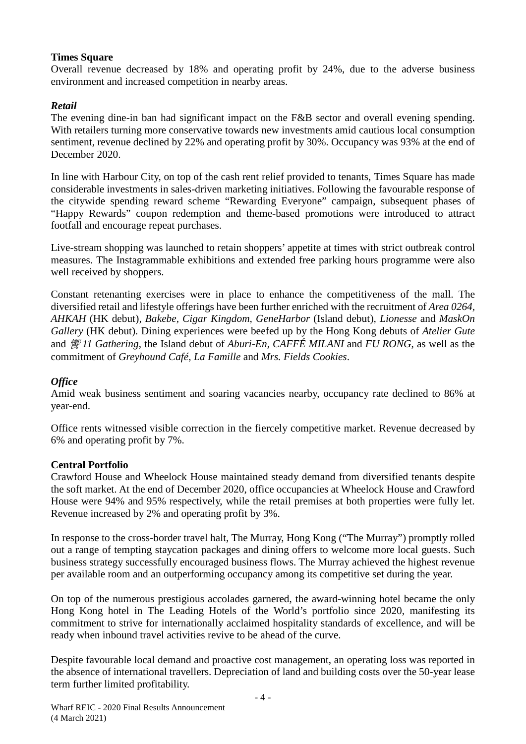**Times Square**

Overall revenue decreased by 18% and operating profit by 24%, due to the adverse business environment and increased competition in nearby areas.

***Retail***

The evening dine-in ban had significant impact on the F&B sector and overall evening spending. With retailers turning more conservative towards new investments amid cautious local consumption sentiment, revenue declined by 22% and operating profit by 30%. Occupancy was 93% at the end of December 2020.

In line with Harbour City, on top of the cash rent relief provided to tenants, Times Square has made considerable investments in sales-driven marketing initiatives. Following the favourable response of the citywide spending reward scheme "Rewarding Everyone" campaign, subsequent phases of "Happy Rewards" coupon redemption and theme-based promotions were introduced to attract footfall and encourage repeat purchases.

Live-stream shopping was launched to retain shoppers' appetite at times with strict outbreak control measures. The Instagrammable exhibitions and extended free parking hours programme were also well received by shoppers.

Constant retenanting exercises were in place to enhance the competitiveness of the mall. The diversified retail and lifestyle offerings have been further enriched with the recruitment of *Area 0264, AHKAH* (HK debut), *Bakebe, Cigar Kingdom, GeneHarbor* (Island debut), *Lionesse* and *MaskOn Gallery* (HK debut). Dining experiences were beefed up by the Hong Kong debuts of *Atelier Gute* and *饗 11 Gathering*, the Island debut of *Aburi-En, CAFFÉ MILANI* and *FU RONG*, as well as the commitment of *Greyhound Café, La Famille* and *Mrs. Fields Cookies*.

***Office***

Amid weak business sentiment and soaring vacancies nearby, occupancy rate declined to 86% at year-end.

Office rents witnessed visible correction in the fiercely competitive market. Revenue decreased by 6% and operating profit by 7%.

**Central Portfolio**

Crawford House and Wheelock House maintained steady demand from diversified tenants despite the soft market. At the end of December 2020, office occupancies at Wheelock House and Crawford House were 94% and 95% respectively, while the retail premises at both properties were fully let. Revenue increased by 2% and operating profit by 3%.

In response to the cross-border travel halt, The Murray, Hong Kong ("The Murray") promptly rolled out a range of tempting staycation packages and dining offers to welcome more local guests. Such business strategy successfully encouraged business flows. The Murray achieved the highest revenue per available room and an outperforming occupancy among its competitive set during the year.

On top of the numerous prestigious accolades garnered, the award-winning hotel became the only Hong Kong hotel in The Leading Hotels of the World's portfolio since 2020, manifesting its commitment to strive for internationally acclaimed hospitality standards of excellence, and will be ready when inbound travel activities revive to be ahead of the curve.

Despite favourable local demand and proactive cost management, an operating loss was reported in the absence of international travellers. Depreciation of land and building costs over the 50-year lease term further limited profitability.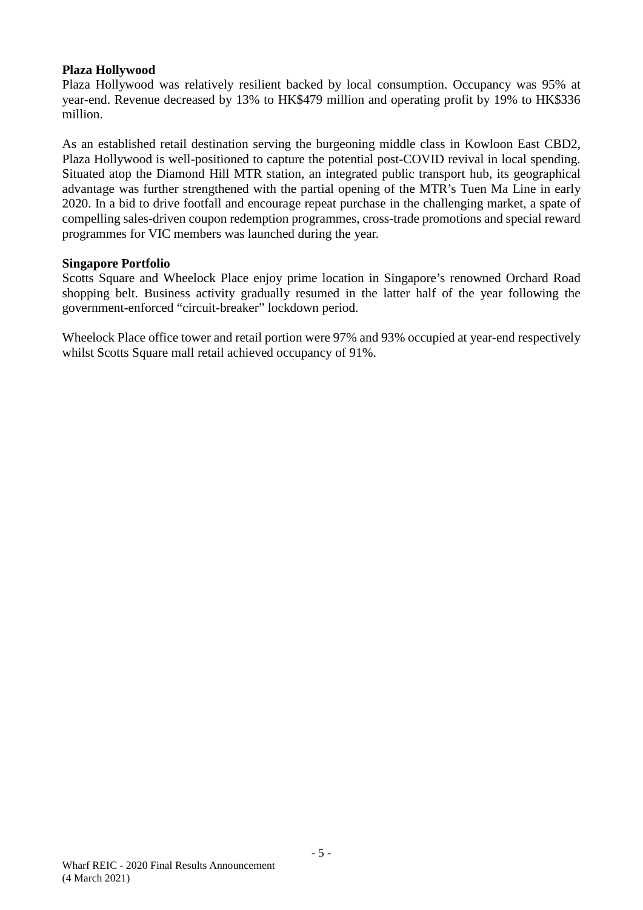**Plaza Hollywood**

Plaza Hollywood was relatively resilient backed by local consumption. Occupancy was 95% at year-end. Revenue decreased by 13% to HK$479 million and operating profit by 19% to HK$336 million.

As an established retail destination serving the burgeoning middle class in Kowloon East CBD2, Plaza Hollywood is well-positioned to capture the potential post-COVID revival in local spending. Situated atop the Diamond Hill MTR station, an integrated public transport hub, its geographical advantage was further strengthened with the partial opening of the MTR's Tuen Ma Line in early 2020. In a bid to drive footfall and encourage repeat purchase in the challenging market, a spate of compelling sales-driven coupon redemption programmes, cross-trade promotions and special reward programmes for VIC members was launched during the year.

**Singapore Portfolio**

Scotts Square and Wheelock Place enjoy prime location in Singapore's renowned Orchard Road shopping belt. Business activity gradually resumed in the latter half of the year following the government-enforced "circuit-breaker" lockdown period.

Wheelock Place office tower and retail portion were 97% and 93% occupied at year-end respectively whilst Scotts Square mall retail achieved occupancy of 91%.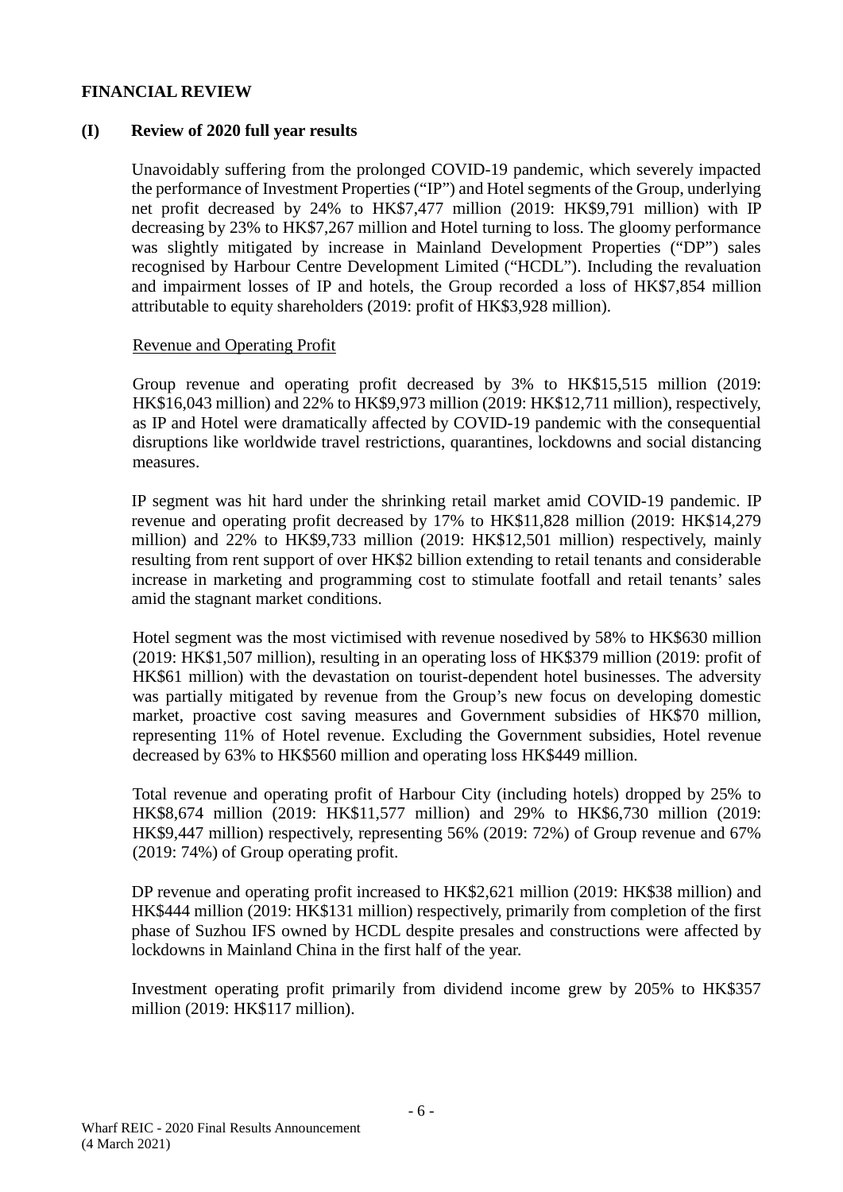## FINANCIAL REVIEW

### (I) Review of 2020 full year results

Unavoidably suffering from the prolonged COVID-19 pandemic, which severely impacted the performance of Investment Properties ("IP") and Hotel segments of the Group, underlying net profit decreased by 24% to HK$7,477 million (2019: HK$9,791 million) with IP decreasing by 23% to HK$7,267 million and Hotel turning to loss. The gloomy performance was slightly mitigated by increase in Mainland Development Properties ("DP") sales recognised by Harbour Centre Development Limited ("HCDL"). Including the revaluation and impairment losses of IP and hotels, the Group recorded a loss of HK$7,854 million attributable to equity shareholders (2019: profit of HK$3,928 million).

Revenue and Operating Profit

Group revenue and operating profit decreased by 3% to HK$15,515 million (2019: HK$16,043 million) and 22% to HK$9,973 million (2019: HK$12,711 million), respectively, as IP and Hotel were dramatically affected by COVID-19 pandemic with the consequential disruptions like worldwide travel restrictions, quarantines, lockdowns and social distancing measures.

IP segment was hit hard under the shrinking retail market amid COVID-19 pandemic. IP revenue and operating profit decreased by 17% to HK$11,828 million (2019: HK$14,279 million) and 22% to HK$9,733 million (2019: HK$12,501 million) respectively, mainly resulting from rent support of over HK$2 billion extending to retail tenants and considerable increase in marketing and programming cost to stimulate footfall and retail tenants' sales amid the stagnant market conditions.

Hotel segment was the most victimised with revenue nosedived by 58% to HK$630 million (2019: HK$1,507 million), resulting in an operating loss of HK$379 million (2019: profit of HK$61 million) with the devastation on tourist-dependent hotel businesses. The adversity was partially mitigated by revenue from the Group's new focus on developing domestic market, proactive cost saving measures and Government subsidies of HK$70 million, representing 11% of Hotel revenue. Excluding the Government subsidies, Hotel revenue decreased by 63% to HK$560 million and operating loss HK$449 million.

Total revenue and operating profit of Harbour City (including hotels) dropped by 25% to HK$8,674 million (2019: HK$11,577 million) and 29% to HK$6,730 million (2019: HK$9,447 million) respectively, representing 56% (2019: 72%) of Group revenue and 67% (2019: 74%) of Group operating profit.

DP revenue and operating profit increased to HK$2,621 million (2019: HK$38 million) and HK$444 million (2019: HK$131 million) respectively, primarily from completion of the first phase of Suzhou IFS owned by HCDL despite presales and constructions were affected by lockdowns in Mainland China in the first half of the year.

Investment operating profit primarily from dividend income grew by 205% to HK$357 million (2019: HK$117 million).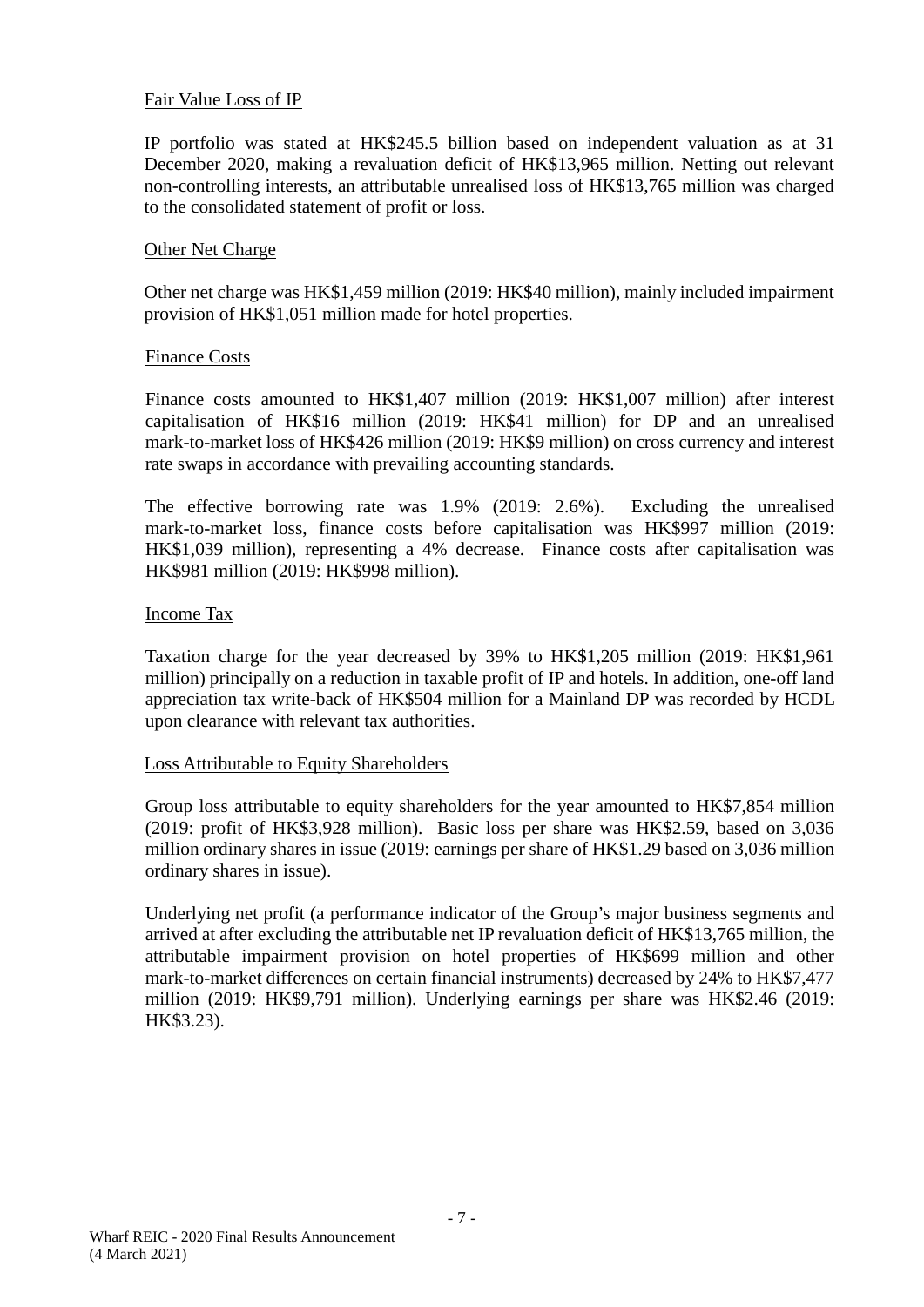Fair Value Loss of IP

IP portfolio was stated at HK$245.5 billion based on independent valuation as at 31 December 2020, making a revaluation deficit of HK$13,965 million. Netting out relevant non-controlling interests, an attributable unrealised loss of HK$13,765 million was charged to the consolidated statement of profit or loss.

Other Net Charge

Other net charge was HK$1,459 million (2019: HK$40 million), mainly included impairment provision of HK$1,051 million made for hotel properties.

Finance Costs

Finance costs amounted to HK$1,407 million (2019: HK$1,007 million) after interest capitalisation of HK$16 million (2019: HK$41 million) for DP and an unrealised mark-to-market loss of HK$426 million (2019: HK$9 million) on cross currency and interest rate swaps in accordance with prevailing accounting standards.

The effective borrowing rate was 1.9% (2019: 2.6%). Excluding the unrealised mark-to-market loss, finance costs before capitalisation was HK$997 million (2019: HK$1,039 million), representing a 4% decrease. Finance costs after capitalisation was HK$981 million (2019: HK$998 million).

Income Tax

Taxation charge for the year decreased by 39% to HK$1,205 million (2019: HK$1,961 million) principally on a reduction in taxable profit of IP and hotels. In addition, one-off land appreciation tax write-back of HK$504 million for a Mainland DP was recorded by HCDL upon clearance with relevant tax authorities.

Loss Attributable to Equity Shareholders

Group loss attributable to equity shareholders for the year amounted to HK$7,854 million (2019: profit of HK$3,928 million). Basic loss per share was HK$2.59, based on 3,036 million ordinary shares in issue (2019: earnings per share of HK$1.29 based on 3,036 million ordinary shares in issue).

Underlying net profit (a performance indicator of the Group's major business segments and arrived at after excluding the attributable net IP revaluation deficit of HK$13,765 million, the attributable impairment provision on hotel properties of HK$699 million and other mark-to-market differences on certain financial instruments) decreased by 24% to HK$7,477 million (2019: HK$9,791 million). Underlying earnings per share was HK$2.46 (2019: HK$3.23).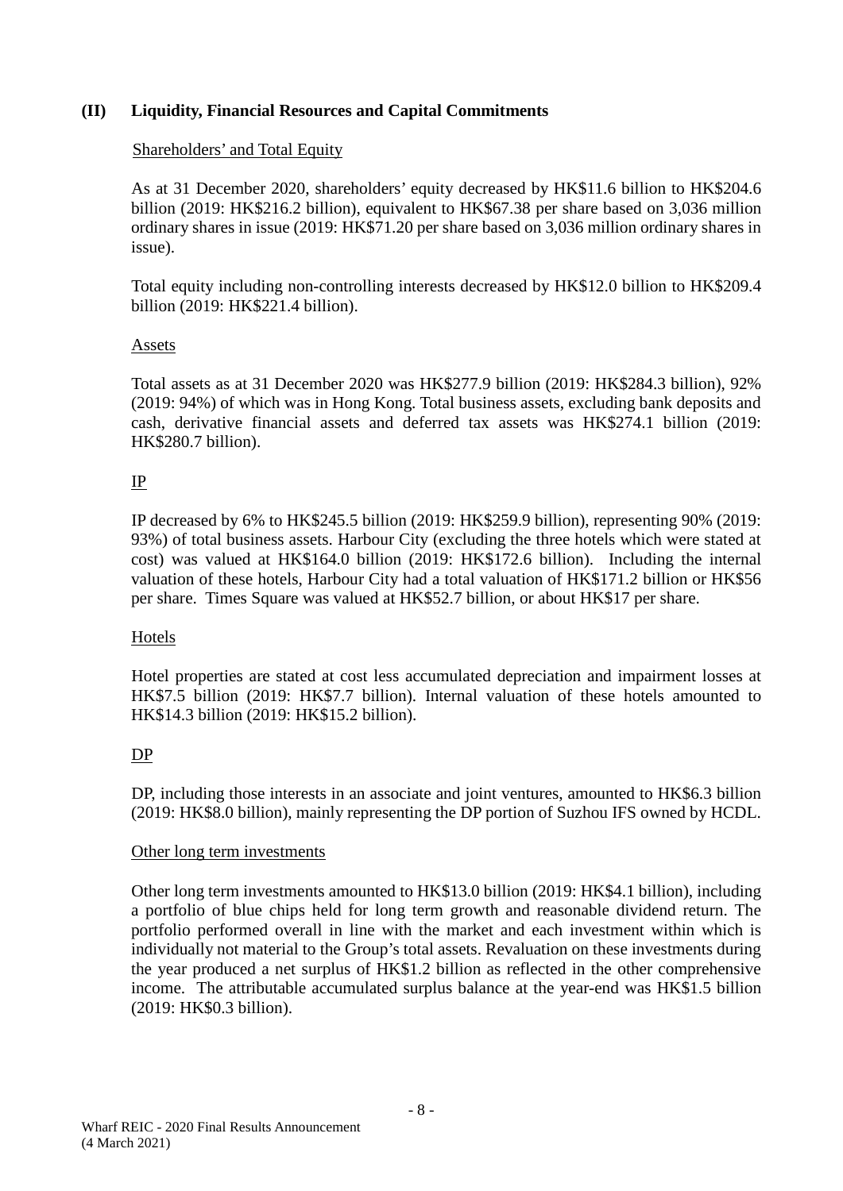## (II) Liquidity, Financial Resources and Capital Commitments

Shareholders' and Total Equity

As at 31 December 2020, shareholders' equity decreased by HK$11.6 billion to HK$204.6 billion (2019: HK$216.2 billion), equivalent to HK$67.38 per share based on 3,036 million ordinary shares in issue (2019: HK$71.20 per share based on 3,036 million ordinary shares in issue).

Total equity including non-controlling interests decreased by HK$12.0 billion to HK$209.4 billion (2019: HK$221.4 billion).

Assets

Total assets as at 31 December 2020 was HK$277.9 billion (2019: HK$284.3 billion), 92% (2019: 94%) of which was in Hong Kong. Total business assets, excluding bank deposits and cash, derivative financial assets and deferred tax assets was HK$274.1 billion (2019: HK$280.7 billion).

IP

IP decreased by 6% to HK$245.5 billion (2019: HK$259.9 billion), representing 90% (2019: 93%) of total business assets. Harbour City (excluding the three hotels which were stated at cost) was valued at HK$164.0 billion (2019: HK$172.6 billion). Including the internal valuation of these hotels, Harbour City had a total valuation of HK$171.2 billion or HK$56 per share. Times Square was valued at HK$52.7 billion, or about HK$17 per share.

Hotels

Hotel properties are stated at cost less accumulated depreciation and impairment losses at HK$7.5 billion (2019: HK$7.7 billion). Internal valuation of these hotels amounted to HK$14.3 billion (2019: HK$15.2 billion).

DP

DP, including those interests in an associate and joint ventures, amounted to HK$6.3 billion (2019: HK$8.0 billion), mainly representing the DP portion of Suzhou IFS owned by HCDL.

Other long term investments

Other long term investments amounted to HK$13.0 billion (2019: HK$4.1 billion), including a portfolio of blue chips held for long term growth and reasonable dividend return. The portfolio performed overall in line with the market and each investment within which is individually not material to the Group's total assets. Revaluation on these investments during the year produced a net surplus of HK$1.2 billion as reflected in the other comprehensive income. The attributable accumulated surplus balance at the year-end was HK$1.5 billion (2019: HK$0.3 billion).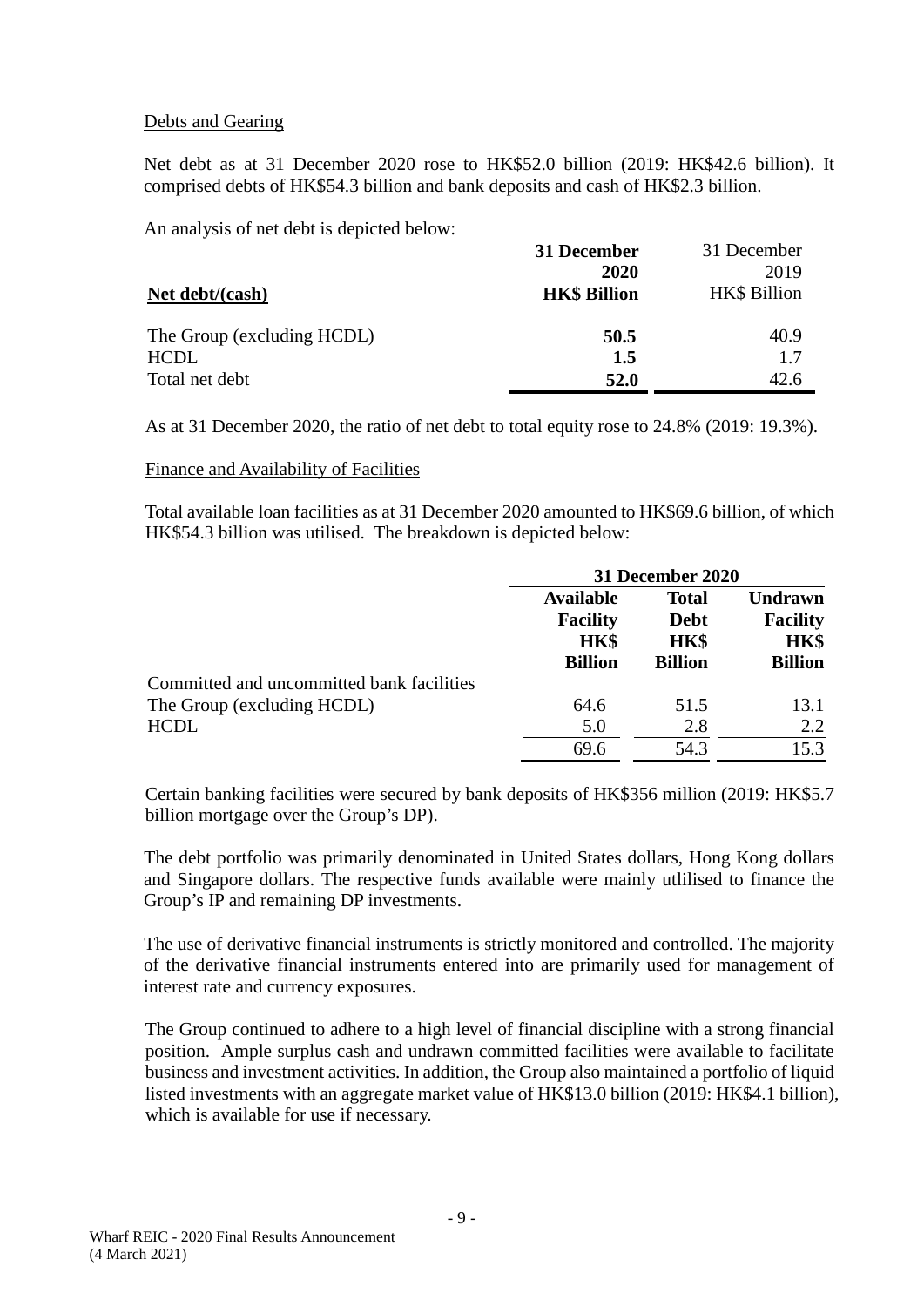Debts and Gearing

Net debt as at 31 December 2020 rose to HK$52.0 billion (2019: HK$42.6 billion). It comprised debts of HK$54.3 billion and bank deposits and cash of HK$2.3 billion.

An analysis of net debt is depicted below:

| **Net debt/(cash)** | **31 December 2020 HK$ Billion** | 31 December 2019 HK$ Billion |
|---|---|---|
| The Group (excluding HCDL) | **50.5** | 40.9 |
| HCDL | **1.5** | 1.7 |
| Total net debt | **52.0** | 42.6 |

As at 31 December 2020, the ratio of net debt to total equity rose to 24.8% (2019: 19.3%).

Finance and Availability of Facilities

Total available loan facilities as at 31 December 2020 amounted to HK$69.6 billion, of which HK$54.3 billion was utilised. The breakdown is depicted below:

| | **31 December 2020** | | |
|---|---|---|---|
| | **Available Facility HK$ Billion** | **Total Debt HK$ Billion** | **Undrawn Facility HK$ Billion** |
| Committed and uncommitted bank facilities | | | |
| The Group (excluding HCDL) | 64.6 | 51.5 | 13.1 |
| HCDL | 5.0 | 2.8 | 2.2 |
| | 69.6 | 54.3 | 15.3 |

Certain banking facilities were secured by bank deposits of HK$356 million (2019: HK$5.7 billion mortgage over the Group's DP).

The debt portfolio was primarily denominated in United States dollars, Hong Kong dollars and Singapore dollars. The respective funds available were mainly utlilised to finance the Group's IP and remaining DP investments.

The use of derivative financial instruments is strictly monitored and controlled. The majority of the derivative financial instruments entered into are primarily used for management of interest rate and currency exposures.

The Group continued to adhere to a high level of financial discipline with a strong financial position. Ample surplus cash and undrawn committed facilities were available to facilitate business and investment activities. In addition, the Group also maintained a portfolio of liquid listed investments with an aggregate market value of HK$13.0 billion (2019: HK$4.1 billion), which is available for use if necessary.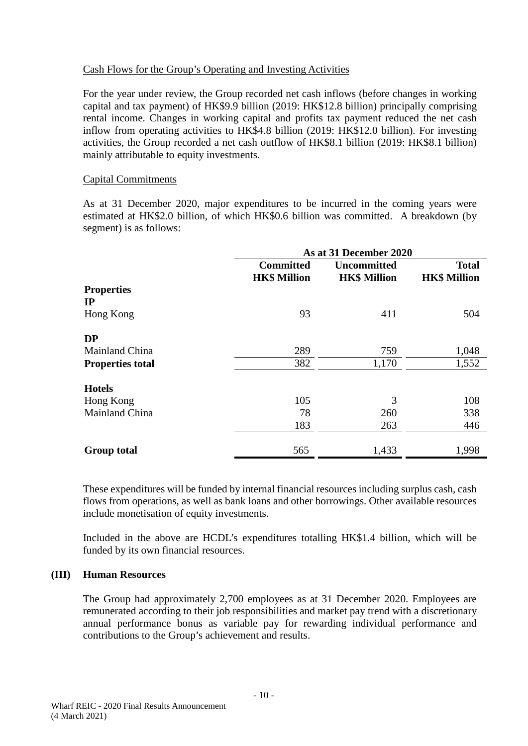Cash Flows for the Group's Operating and Investing Activities

For the year under review, the Group recorded net cash inflows (before changes in working capital and tax payment) of HK$9.9 billion (2019: HK$12.8 billion) principally comprising rental income. Changes in working capital and profits tax payment reduced the net cash inflow from operating activities to HK$4.8 billion (2019: HK$12.0 billion). For investing activities, the Group recorded a net cash outflow of HK$8.1 billion (2019: HK$8.1 billion) mainly attributable to equity investments.

Capital Commitments

As at 31 December 2020, major expenditures to be incurred in the coming years were estimated at HK$2.0 billion, of which HK$0.6 billion was committed. A breakdown (by segment) is as follows:

| | As at 31 December 2020 | | |
|---|---|---|---|
| | **Committed HK$ Million** | **Uncommitted HK$ Million** | **Total HK$ Million** |
| **Properties** | | | |
| **IP** | | | |
| Hong Kong | 93 | 411 | 504 |
| **DP** | | | |
| Mainland China | 289 | 759 | 1,048 |
| **Properties total** | 382 | 1,170 | 1,552 |
| **Hotels** | | | |
| Hong Kong | 105 | 3 | 108 |
| Mainland China | 78 | 260 | 338 |
| | 183 | 263 | 446 |
| **Group total** | 565 | 1,433 | 1,998 |

These expenditures will be funded by internal financial resources including surplus cash, cash flows from operations, as well as bank loans and other borrowings. Other available resources include monetisation of equity investments.

Included in the above are HCDL's expenditures totalling HK$1.4 billion, which will be funded by its own financial resources.

## (III) Human Resources

The Group had approximately 2,700 employees as at 31 December 2020. Employees are remunerated according to their job responsibilities and market pay trend with a discretionary annual performance bonus as variable pay for rewarding individual performance and contributions to the Group's achievement and results.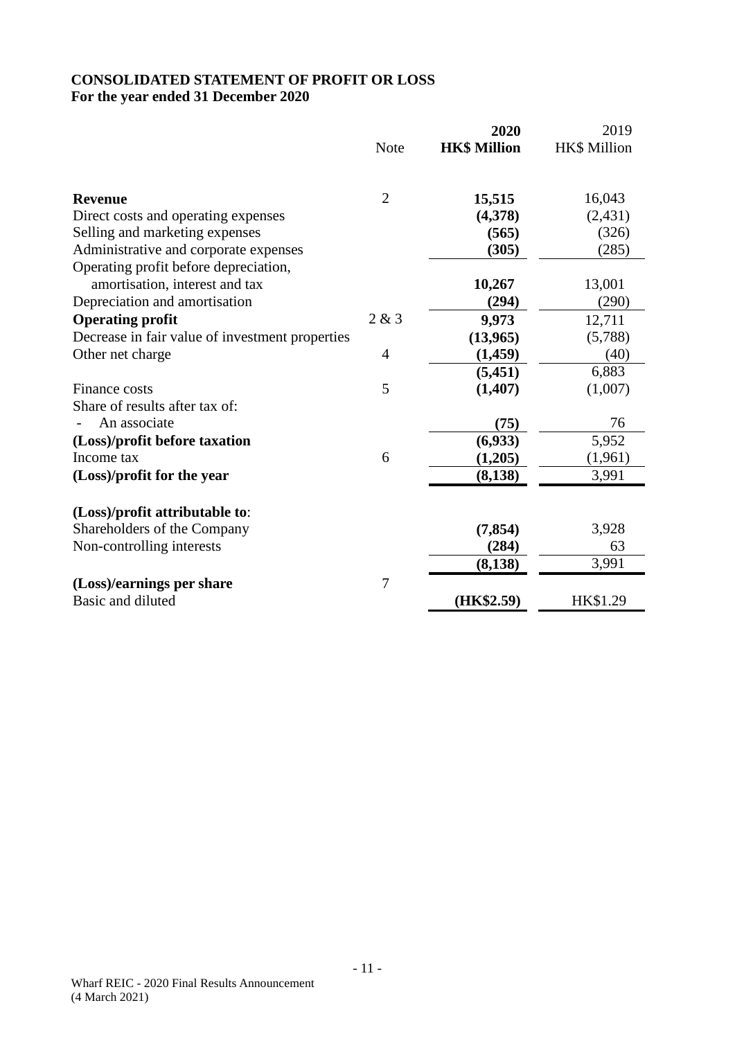**CONSOLIDATED STATEMENT OF PROFIT OR LOSS**
**For the year ended 31 December 2020**

| | Note | **2020 HK$ Million** | 2019 HK$ Million |
|---|---|---|---|
| **Revenue** | 2 | **15,515** | 16,043 |
| Direct costs and operating expenses | | **(4,378)** | (2,431) |
| Selling and marketing expenses | | **(565)** | (326) |
| Administrative and corporate expenses | | **(305)** | (285) |
| Operating profit before depreciation, amortisation, interest and tax | | **10,267** | 13,001 |
| Depreciation and amortisation | | **(294)** | (290) |
| **Operating profit** | 2 & 3 | **9,973** | 12,711 |
| Decrease in fair value of investment properties | | **(13,965)** | (5,788) |
| Other net charge | 4 | **(1,459)** | (40) |
| | | **(5,451)** | 6,883 |
| Finance costs | 5 | **(1,407)** | (1,007) |
| Share of results after tax of: | | | |
| - An associate | | **(75)** | 76 |
| **(Loss)/profit before taxation** | | **(6,933)** | 5,952 |
| Income tax | 6 | **(1,205)** | (1,961) |
| **(Loss)/profit for the year** | | **(8,138)** | 3,991 |
| | | | |
| **(Loss)/profit attributable to**: | | | |
| Shareholders of the Company | | **(7,854)** | 3,928 |
| Non-controlling interests | | **(284)** | 63 |
| | | **(8,138)** | 3,991 |
| **(Loss)/earnings per share** | 7 | | |
| Basic and diluted | | **(HK$2.59)** | HK$1.29 |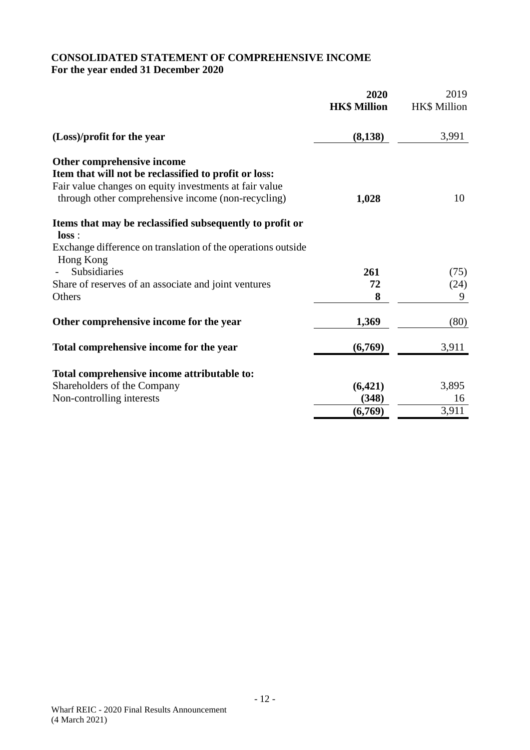**CONSOLIDATED STATEMENT OF COMPREHENSIVE INCOME**
**For the year ended 31 December 2020**

| | 2020 HK$ Million | 2019 HK$ Million |
|---|---|---|
| **(Loss)/profit for the year** | **(8,138)** | 3,991 |
| **Other comprehensive income** | | |
| **Item that will not be reclassified to profit or loss:** | | |
| Fair value changes on equity investments at fair value through other comprehensive income (non-recycling) | **1,028** | 10 |
| **Items that may be reclassified subsequently to profit or loss** : | | |
| Exchange difference on translation of the operations outside Hong Kong | | |
| - Subsidiaries | **261** | (75) |
| Share of reserves of an associate and joint ventures | **72** | (24) |
| Others | **8** | 9 |
| **Other comprehensive income for the year** | **1,369** | (80) |
| **Total comprehensive income for the year** | **(6,769)** | 3,911 |
| **Total comprehensive income attributable to:** | | |
| Shareholders of the Company | **(6,421)** | 3,895 |
| Non-controlling interests | **(348)** | 16 |
| | **(6,769)** | 3,911 |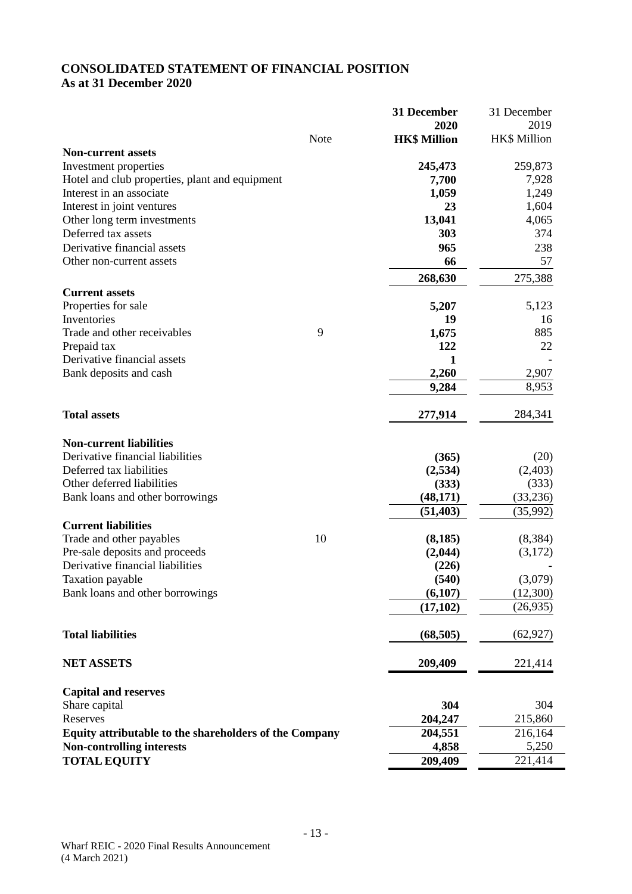# CONSOLIDATED STATEMENT OF FINANCIAL POSITION
## As at 31 December 2020

| | Note | 31 December 2020 HK$ Million | 31 December 2019 HK$ Million |
|---|---|---|---|
| **Non-current assets** | | | |
| Investment properties | | **245,473** | 259,873 |
| Hotel and club properties, plant and equipment | | **7,700** | 7,928 |
| Interest in an associate | | **1,059** | 1,249 |
| Interest in joint ventures | | **23** | 1,604 |
| Other long term investments | | **13,041** | 4,065 |
| Deferred tax assets | | **303** | 374 |
| Derivative financial assets | | **965** | 238 |
| Other non-current assets | | **66** | 57 |
| | | **268,630** | 275,388 |
| **Current assets** | | | |
| Properties for sale | | **5,207** | 5,123 |
| Inventories | | **19** | 16 |
| Trade and other receivables | 9 | **1,675** | 885 |
| Prepaid tax | | **122** | 22 |
| Derivative financial assets | | **1** | - |
| Bank deposits and cash | | **2,260** | 2,907 |
| | | **9,284** | 8,953 |
| **Total assets** | | **277,914** | 284,341 |
| **Non-current liabilities** | | | |
| Derivative financial liabilities | | **(365)** | (20) |
| Deferred tax liabilities | | **(2,534)** | (2,403) |
| Other deferred liabilities | | **(333)** | (333) |
| Bank loans and other borrowings | | **(48,171)** | (33,236) |
| | | **(51,403)** | (35,992) |
| **Current liabilities** | | | |
| Trade and other payables | 10 | **(8,185)** | (8,384) |
| Pre-sale deposits and proceeds | | **(2,044)** | (3,172) |
| Derivative financial liabilities | | **(226)** | - |
| Taxation payable | | **(540)** | (3,079) |
| Bank loans and other borrowings | | **(6,107)** | (12,300) |
| | | **(17,102)** | (26,935) |
| **Total liabilities** | | **(68,505)** | (62,927) |
| **NET ASSETS** | | **209,409** | 221,414 |
| **Capital and reserves** | | | |
| Share capital | | **304** | 304 |
| Reserves | | **204,247** | 215,860 |
| **Equity attributable to the shareholders of the Company** | | **204,551** | 216,164 |
| **Non-controlling interests** | | **4,858** | 5,250 |
| **TOTAL EQUITY** | | **209,409** | 221,414 |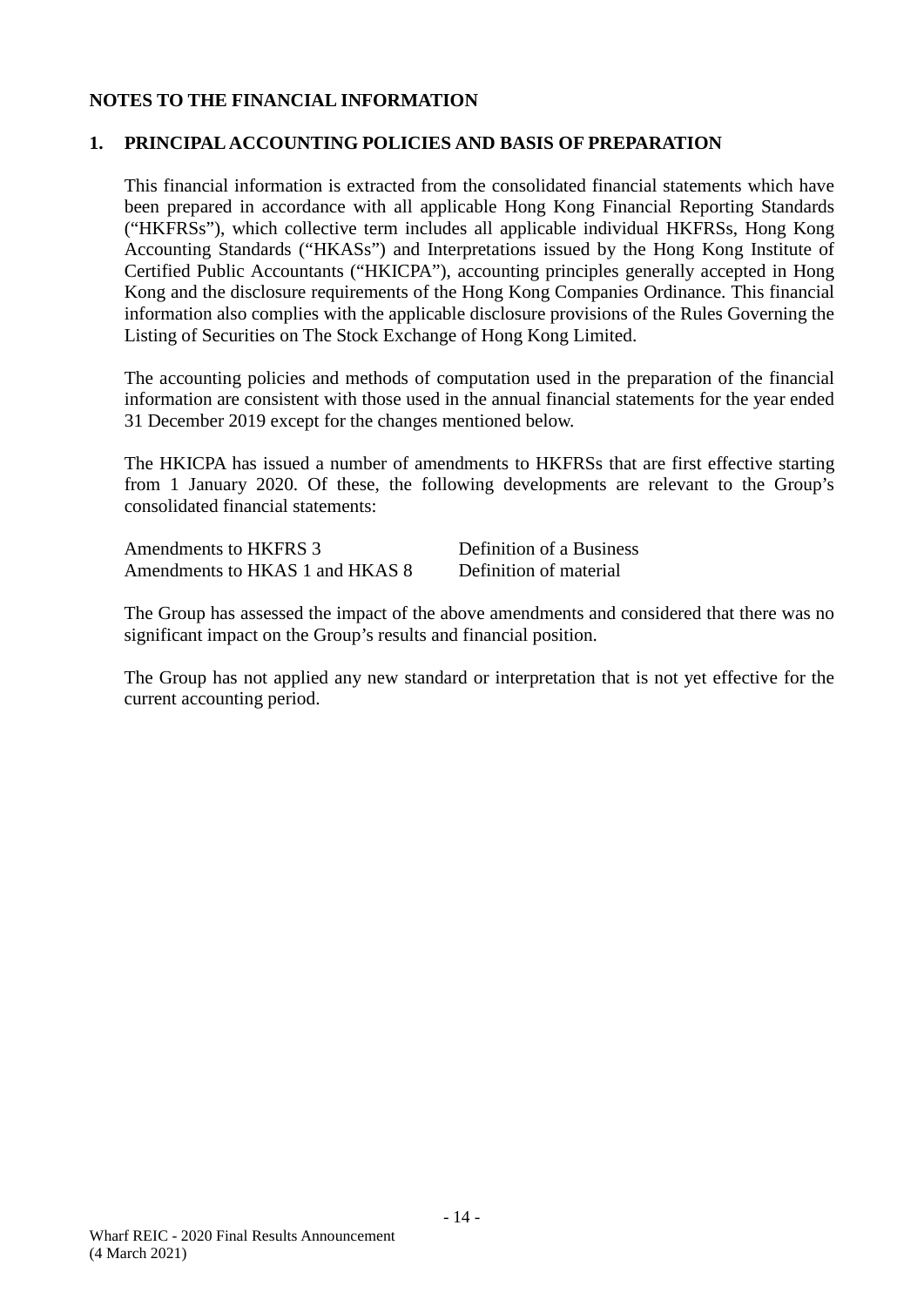## NOTES TO THE FINANCIAL INFORMATION

### 1. PRINCIPAL ACCOUNTING POLICIES AND BASIS OF PREPARATION

This financial information is extracted from the consolidated financial statements which have been prepared in accordance with all applicable Hong Kong Financial Reporting Standards ("HKFRSs"), which collective term includes all applicable individual HKFRSs, Hong Kong Accounting Standards ("HKASs") and Interpretations issued by the Hong Kong Institute of Certified Public Accountants ("HKICPA"), accounting principles generally accepted in Hong Kong and the disclosure requirements of the Hong Kong Companies Ordinance. This financial information also complies with the applicable disclosure provisions of the Rules Governing the Listing of Securities on The Stock Exchange of Hong Kong Limited.

The accounting policies and methods of computation used in the preparation of the financial information are consistent with those used in the annual financial statements for the year ended 31 December 2019 except for the changes mentioned below.

The HKICPA has issued a number of amendments to HKFRSs that are first effective starting from 1 January 2020. Of these, the following developments are relevant to the Group's consolidated financial statements:

| | |
|---|---|
| Amendments to HKFRS 3 | Definition of a Business |
| Amendments to HKAS 1 and HKAS 8 | Definition of material |

The Group has assessed the impact of the above amendments and considered that there was no significant impact on the Group's results and financial position.

The Group has not applied any new standard or interpretation that is not yet effective for the current accounting period.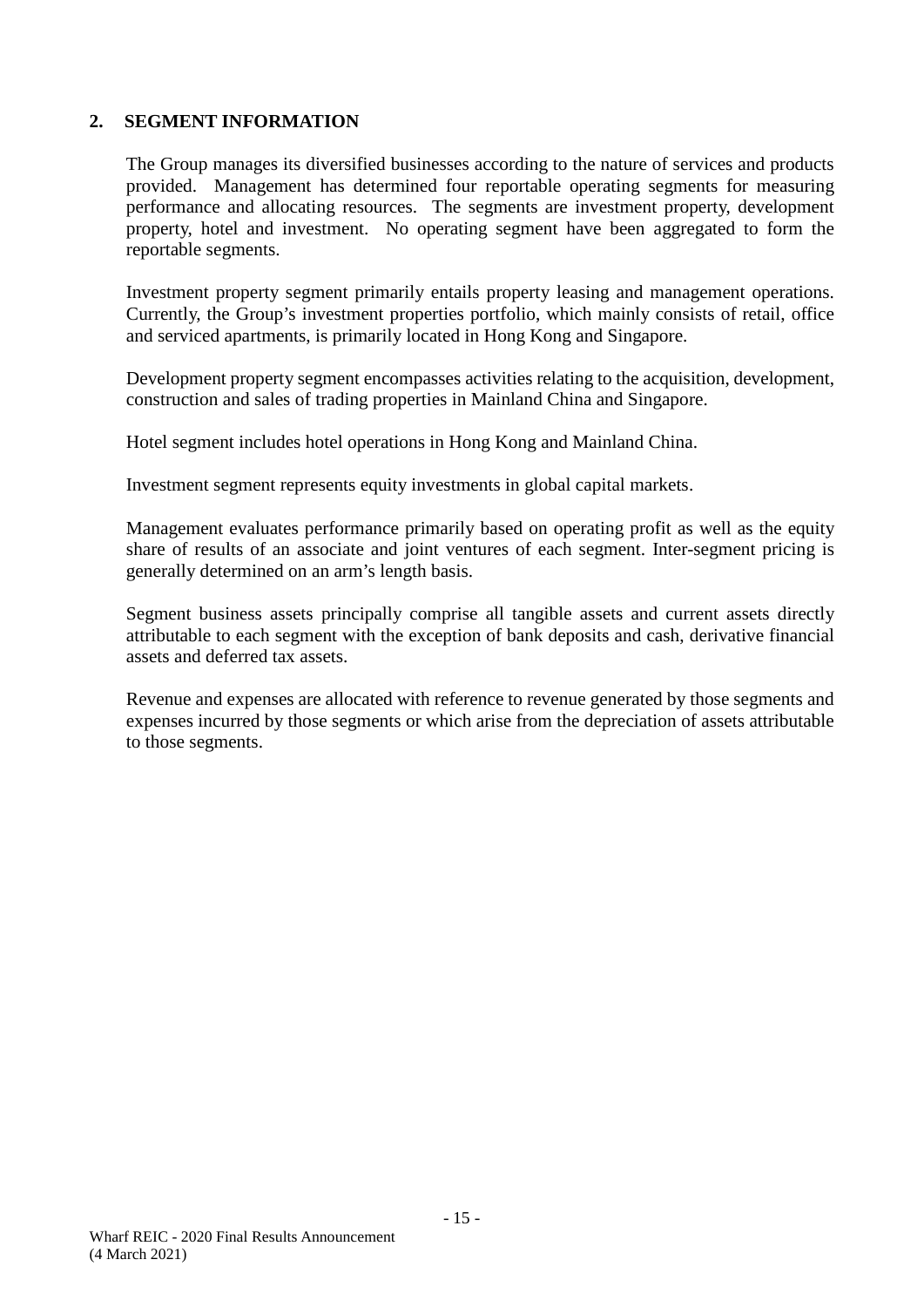## 2. SEGMENT INFORMATION

The Group manages its diversified businesses according to the nature of services and products provided. Management has determined four reportable operating segments for measuring performance and allocating resources. The segments are investment property, development property, hotel and investment. No operating segment have been aggregated to form the reportable segments.

Investment property segment primarily entails property leasing and management operations. Currently, the Group's investment properties portfolio, which mainly consists of retail, office and serviced apartments, is primarily located in Hong Kong and Singapore.

Development property segment encompasses activities relating to the acquisition, development, construction and sales of trading properties in Mainland China and Singapore.

Hotel segment includes hotel operations in Hong Kong and Mainland China.

Investment segment represents equity investments in global capital markets.

Management evaluates performance primarily based on operating profit as well as the equity share of results of an associate and joint ventures of each segment. Inter-segment pricing is generally determined on an arm's length basis.

Segment business assets principally comprise all tangible assets and current assets directly attributable to each segment with the exception of bank deposits and cash, derivative financial assets and deferred tax assets.

Revenue and expenses are allocated with reference to revenue generated by those segments and expenses incurred by those segments or which arise from the depreciation of assets attributable to those segments.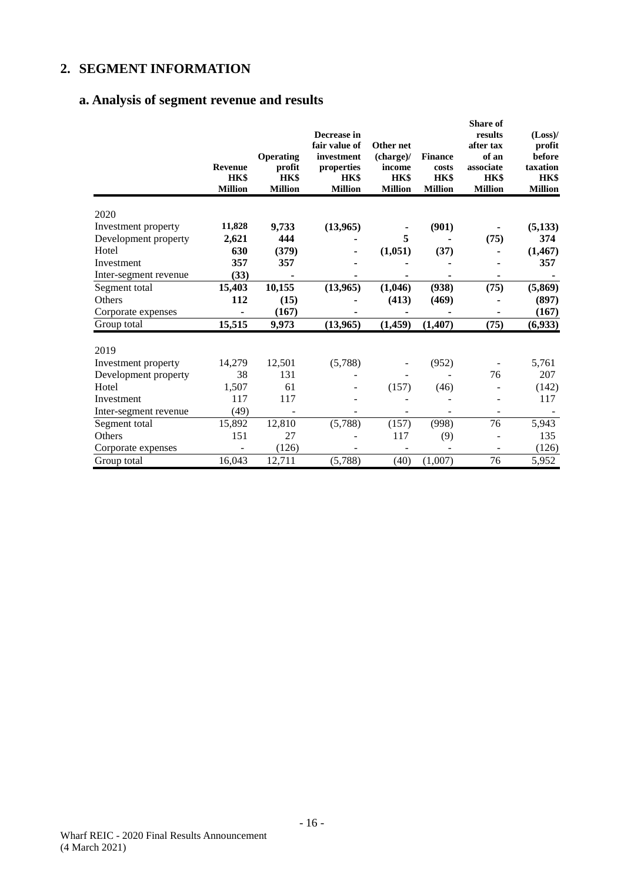## 2. SEGMENT INFORMATION

### a. Analysis of segment revenue and results

| | Revenue HK$ Million | Operating profit HK$ Million | Decrease in fair value of investment properties HK$ Million | Other net (charge)/ income HK$ Million | Finance costs HK$ Million | Share of results after tax of an associate HK$ Million | (Loss)/ profit before taxation HK$ Million |
|---|---|---|---|---|---|---|---|
| **2020** | | | | | | | |
| Investment property | **11,828** | **9,733** | **(13,965)** | **-** | **(901)** | **-** | **(5,133)** |
| Development property | **2,621** | **444** | **-** | **5** | **-** | **(75)** | **374** |
| Hotel | **630** | **(379)** | **-** | **(1,051)** | **(37)** | **-** | **(1,467)** |
| Investment | **357** | **357** | **-** | **-** | **-** | **-** | **357** |
| Inter-segment revenue | **(33)** | **-** | **-** | **-** | **-** | **-** | **-** |
| Segment total | **15,403** | **10,155** | **(13,965)** | **(1,046)** | **(938)** | **(75)** | **(5,869)** |
| Others | **112** | **(15)** | **-** | **(413)** | **(469)** | **-** | **(897)** |
| Corporate expenses | **-** | **(167)** | **-** | **-** | **-** | **-** | **(167)** |
| Group total | **15,515** | **9,973** | **(13,965)** | **(1,459)** | **(1,407)** | **(75)** | **(6,933)** |
| **2019** | | | | | | | |
| Investment property | 14,279 | 12,501 | (5,788) | - | (952) | - | 5,761 |
| Development property | 38 | 131 | - | - | - | 76 | 207 |
| Hotel | 1,507 | 61 | - | (157) | (46) | - | (142) |
| Investment | 117 | 117 | - | - | - | - | 117 |
| Inter-segment revenue | (49) | - | - | - | - | - | - |
| Segment total | 15,892 | 12,810 | (5,788) | (157) | (998) | 76 | 5,943 |
| Others | 151 | 27 | - | 117 | (9) | - | 135 |
| Corporate expenses | - | (126) | - | - | - | - | (126) |
| Group total | 16,043 | 12,711 | (5,788) | (40) | (1,007) | 76 | 5,952 |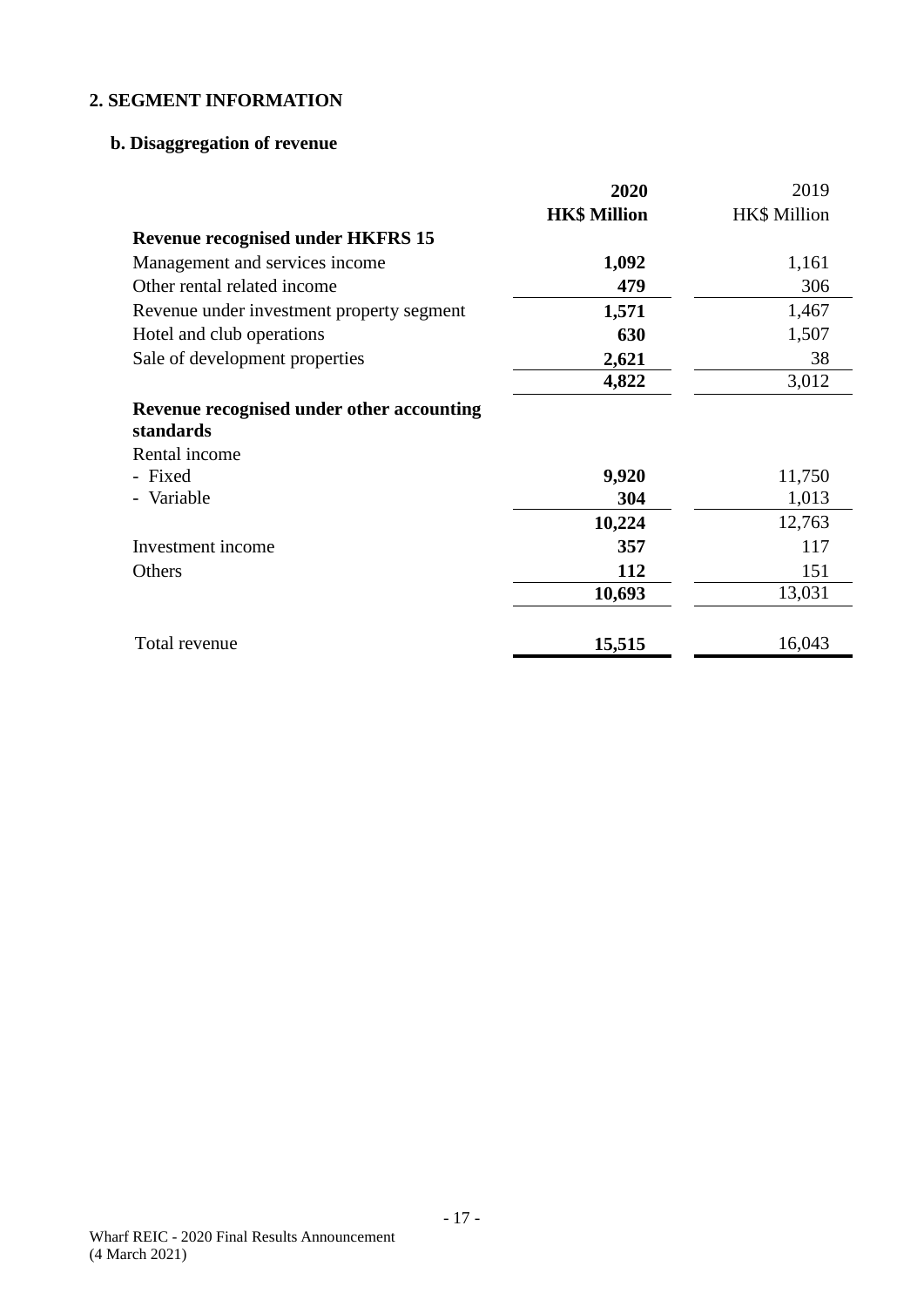## 2. SEGMENT INFORMATION

### b. Disaggregation of revenue

| | **2020** | 2019 |
|---|---|---|
| | **HK$ Million** | HK$ Million |
| **Revenue recognised under HKFRS 15** | | |
| Management and services income | **1,092** | 1,161 |
| Other rental related income | **479** | 306 |
| Revenue under investment property segment | **1,571** | 1,467 |
| Hotel and club operations | **630** | 1,507 |
| Sale of development properties | **2,621** | 38 |
| | **4,822** | 3,012 |
| **Revenue recognised under other accounting standards** | | |
| Rental income | | |
| - Fixed | **9,920** | 11,750 |
| - Variable | **304** | 1,013 |
| | **10,224** | 12,763 |
| Investment income | **357** | 117 |
| Others | **112** | 151 |
| | **10,693** | 13,031 |
| Total revenue | **15,515** | 16,043 |

Wharf REIC - 2020 Final Results Announcement
(4 March 2021)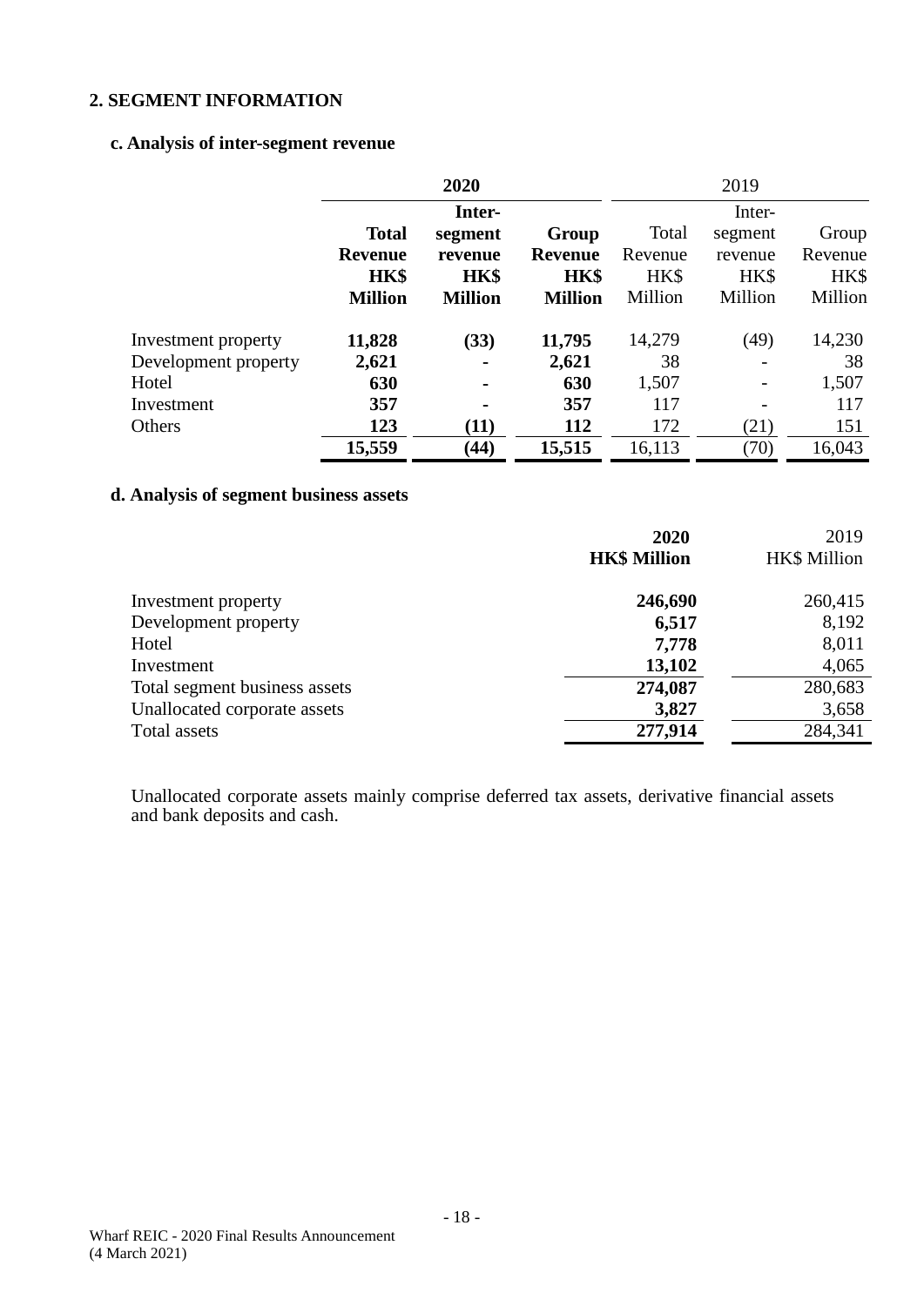## 2. SEGMENT INFORMATION

### c. Analysis of inter-segment revenue

| | **2020** | | | 2019 | | |
|---|---|---|---|---|---|---|
| | **Total Revenue HK$ Million** | **Inter-segment revenue HK$ Million** | **Group Revenue HK$ Million** | Total Revenue HK$ Million | Inter-segment revenue HK$ Million | Group Revenue HK$ Million |
| Investment property | **11,828** | **(33)** | **11,795** | 14,279 | (49) | 14,230 |
| Development property | **2,621** | **-** | **2,621** | 38 | - | 38 |
| Hotel | **630** | **-** | **630** | 1,507 | - | 1,507 |
| Investment | **357** | **-** | **357** | 117 | - | 117 |
| Others | **123** | **(11)** | **112** | 172 | (21) | 151 |
| | **15,559** | **(44)** | **15,515** | 16,113 | (70) | 16,043 |

### d. Analysis of segment business assets

| | **2020 HK$ Million** | 2019 HK$ Million |
|---|---|---|
| Investment property | **246,690** | 260,415 |
| Development property | **6,517** | 8,192 |
| Hotel | **7,778** | 8,011 |
| Investment | **13,102** | 4,065 |
| Total segment business assets | **274,087** | 280,683 |
| Unallocated corporate assets | **3,827** | 3,658 |
| Total assets | **277,914** | 284,341 |

Unallocated corporate assets mainly comprise deferred tax assets, derivative financial assets and bank deposits and cash.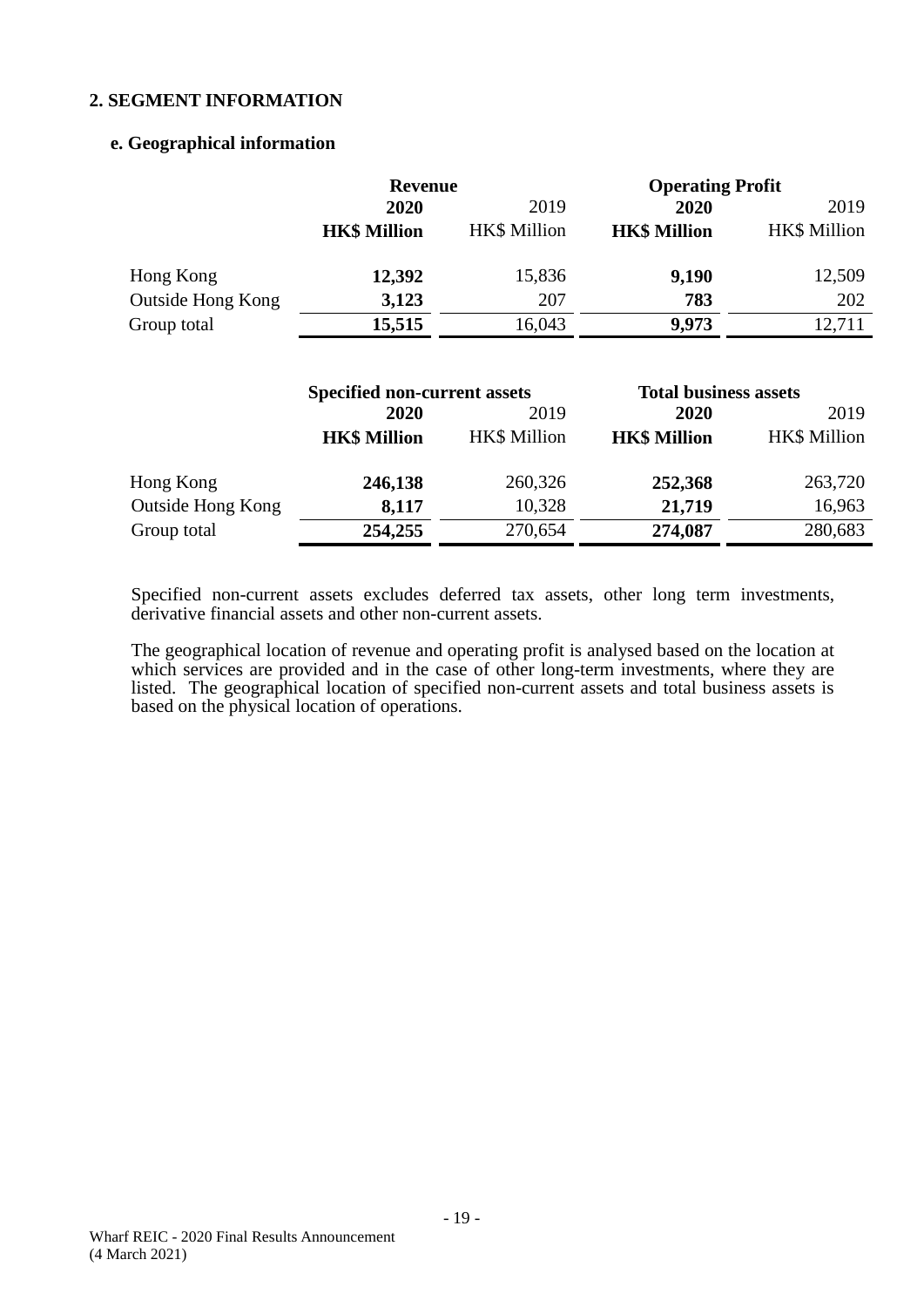## 2. SEGMENT INFORMATION

### e. Geographical information

| | Revenue | | Operating Profit | |
|---|---|---|---|---|
| | **2020** | 2019 | **2020** | 2019 |
| | **HK$ Million** | HK$ Million | **HK$ Million** | HK$ Million |
| Hong Kong | **12,392** | 15,836 | **9,190** | 12,509 |
| Outside Hong Kong | **3,123** | 207 | **783** | 202 |
| Group total | **15,515** | 16,043 | **9,973** | 12,711 |

| | Specified non-current assets | | Total business assets | |
|---|---|---|---|---|
| | **2020** | 2019 | **2020** | 2019 |
| | **HK$ Million** | HK$ Million | **HK$ Million** | HK$ Million |
| Hong Kong | **246,138** | 260,326 | **252,368** | 263,720 |
| Outside Hong Kong | **8,117** | 10,328 | **21,719** | 16,963 |
| Group total | **254,255** | 270,654 | **274,087** | 280,683 |

Specified non-current assets excludes deferred tax assets, other long term investments, derivative financial assets and other non-current assets.

The geographical location of revenue and operating profit is analysed based on the location at which services are provided and in the case of other long-term investments, where they are listed. The geographical location of specified non-current assets and total business assets is based on the physical location of operations.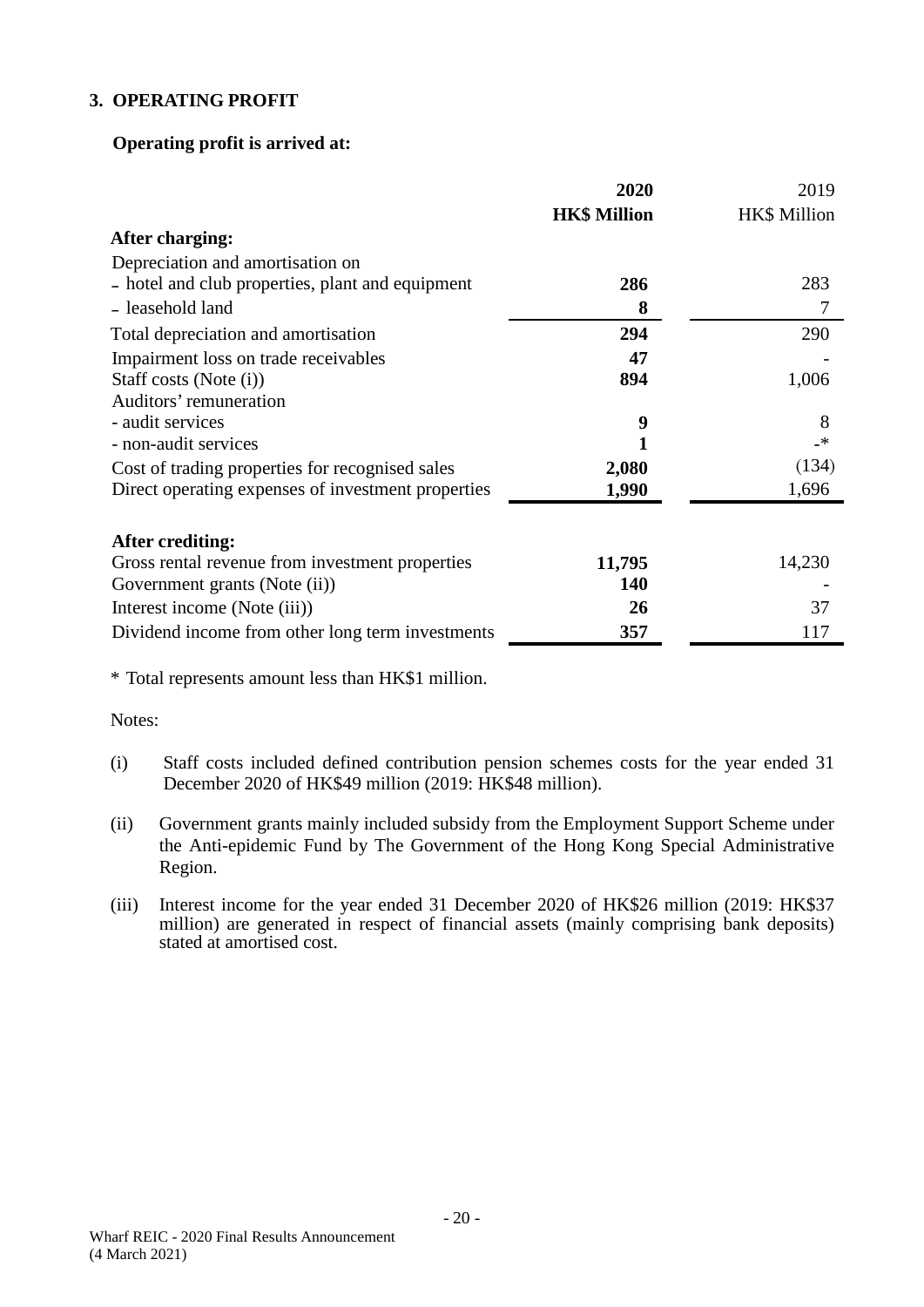## 3. OPERATING PROFIT

**Operating profit is arrived at:**

| | **2020** | 2019 |
|---|---|---|
| | **HK$ Million** | HK$ Million |
| **After charging:** | | |
| Depreciation and amortisation on | | |
| – hotel and club properties, plant and equipment | **286** | 283 |
| – leasehold land | **8** | 7 |
| Total depreciation and amortisation | **294** | 290 |
| Impairment loss on trade receivables | **47** | - |
| Staff costs (Note (i)) | **894** | 1,006 |
| Auditors' remuneration | | |
| - audit services | **9** | 8 |
| - non-audit services | **1** | -* |
| Cost of trading properties for recognised sales | **2,080** | (134) |
| Direct operating expenses of investment properties | **1,990** | 1,696 |
| | | |
| **After crediting:** | | |
| Gross rental revenue from investment properties | **11,795** | 14,230 |
| Government grants (Note (ii)) | **140** | - |
| Interest income (Note (iii)) | **26** | 37 |
| Dividend income from other long term investments | **357** | 117 |

\* Total represents amount less than HK$1 million.

Notes:

(i) Staff costs included defined contribution pension schemes costs for the year ended 31 December 2020 of HK$49 million (2019: HK$48 million).

(ii) Government grants mainly included subsidy from the Employment Support Scheme under the Anti-epidemic Fund by The Government of the Hong Kong Special Administrative Region.

(iii) Interest income for the year ended 31 December 2020 of HK$26 million (2019: HK$37 million) are generated in respect of financial assets (mainly comprising bank deposits) stated at amortised cost.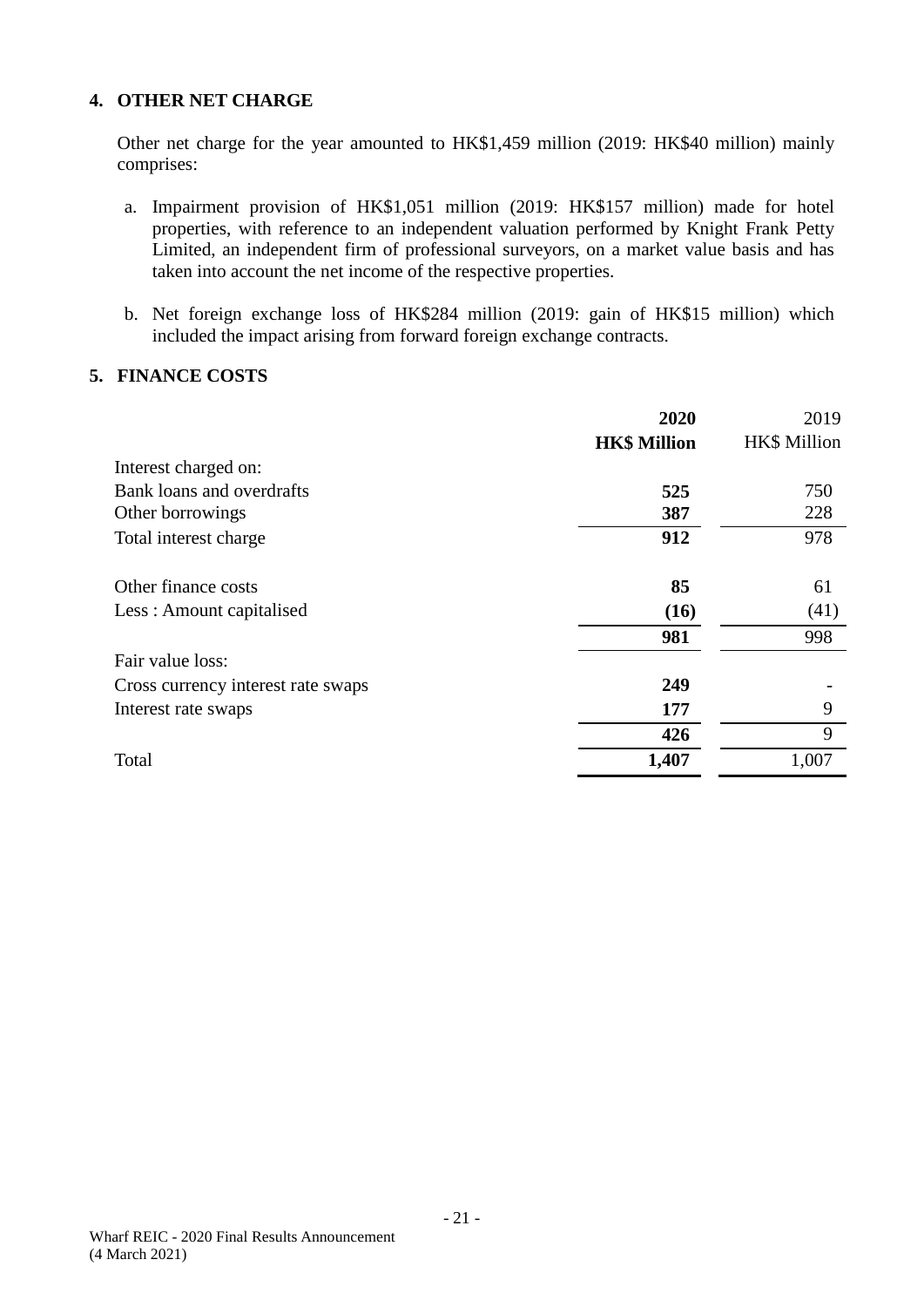## 4. OTHER NET CHARGE

Other net charge for the year amounted to HK$1,459 million (2019: HK$40 million) mainly comprises:

a. Impairment provision of HK$1,051 million (2019: HK$157 million) made for hotel properties, with reference to an independent valuation performed by Knight Frank Petty Limited, an independent firm of professional surveyors, on a market value basis and has taken into account the net income of the respective properties.

b. Net foreign exchange loss of HK$284 million (2019: gain of HK$15 million) which included the impact arising from forward foreign exchange contracts.

## 5. FINANCE COSTS

| | **2020** | 2019 |
|---|---|---|
| | **HK$ Million** | HK$ Million |
| Interest charged on: | | |
| Bank loans and overdrafts | **525** | 750 |
| Other borrowings | **387** | 228 |
| Total interest charge | **912** | 978 |
| | | |
| Other finance costs | **85** | 61 |
| Less : Amount capitalised | **(16)** | (41) |
| | **981** | 998 |
| Fair value loss: | | |
| Cross currency interest rate swaps | **249** | - |
| Interest rate swaps | **177** | 9 |
| | **426** | 9 |
| Total | **1,407** | 1,007 |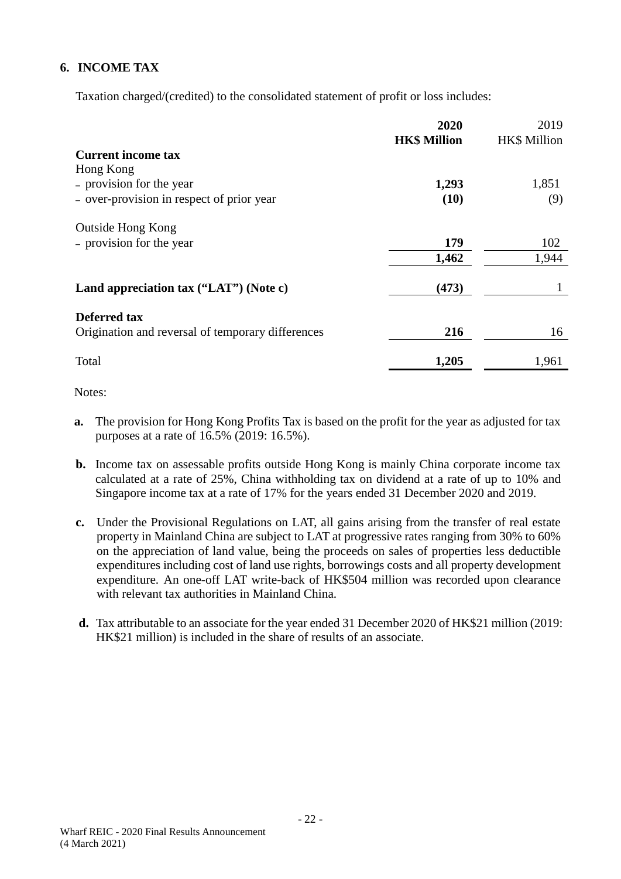## 6. INCOME TAX

Taxation charged/(credited) to the consolidated statement of profit or loss includes:

| | **2020** | 2019 |
|---|---|---|
| | **HK$ Million** | HK$ Million |
| **Current income tax** | | |
| Hong Kong | | |
| – provision for the year | **1,293** | 1,851 |
| – over-provision in respect of prior year | **(10)** | (9) |
| Outside Hong Kong | | |
| – provision for the year | **179** | 102 |
| | **1,462** | 1,944 |
| **Land appreciation tax (“LAT”) (Note c)** | **(473)** | 1 |
| **Deferred tax** | | |
| Origination and reversal of temporary differences | **216** | 16 |
| Total | **1,205** | 1,961 |

Notes:

**a.** The provision for Hong Kong Profits Tax is based on the profit for the year as adjusted for tax purposes at a rate of 16.5% (2019: 16.5%).

**b.** Income tax on assessable profits outside Hong Kong is mainly China corporate income tax calculated at a rate of 25%, China withholding tax on dividend at a rate of up to 10% and Singapore income tax at a rate of 17% for the years ended 31 December 2020 and 2019.

**c.** Under the Provisional Regulations on LAT, all gains arising from the transfer of real estate property in Mainland China are subject to LAT at progressive rates ranging from 30% to 60% on the appreciation of land value, being the proceeds on sales of properties less deductible expenditures including cost of land use rights, borrowings costs and all property development expenditure. An one-off LAT write-back of HK$504 million was recorded upon clearance with relevant tax authorities in Mainland China.

**d.** Tax attributable to an associate for the year ended 31 December 2020 of HK$21 million (2019: HK$21 million) is included in the share of results of an associate.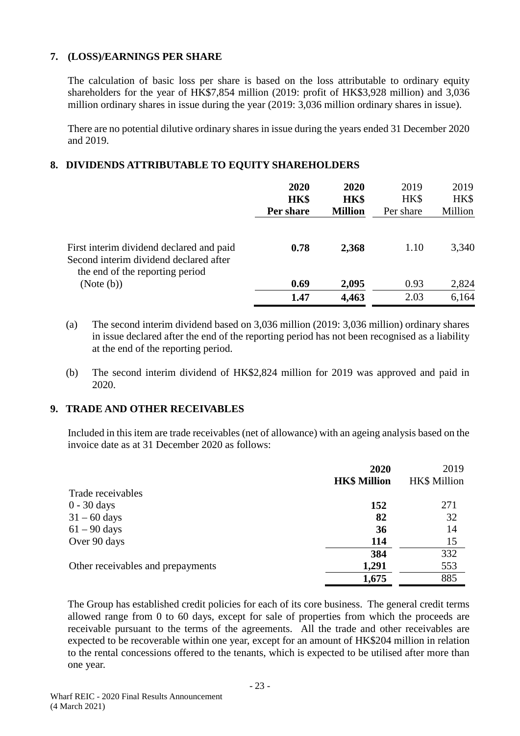## 7. (LOSS)/EARNINGS PER SHARE

The calculation of basic loss per share is based on the loss attributable to ordinary equity shareholders for the year of HK$7,854 million (2019: profit of HK$3,928 million) and 3,036 million ordinary shares in issue during the year (2019: 3,036 million ordinary shares in issue).

There are no potential dilutive ordinary shares in issue during the years ended 31 December 2020 and 2019.

## 8. DIVIDENDS ATTRIBUTABLE TO EQUITY SHAREHOLDERS

| | **2020 HK$ Per share** | **2020 HK$ Million** | 2019 HK$ Per share | 2019 HK$ Million |
|---|---|---|---|---|
| First interim dividend declared and paid | **0.78** | **2,368** | 1.10 | 3,340 |
| Second interim dividend declared after the end of the reporting period (Note (b)) | **0.69** | **2,095** | 0.93 | 2,824 |
| | **1.47** | **4,463** | 2.03 | 6,164 |

(a) The second interim dividend based on 3,036 million (2019: 3,036 million) ordinary shares in issue declared after the end of the reporting period has not been recognised as a liability at the end of the reporting period.

(b) The second interim dividend of HK$2,824 million for 2019 was approved and paid in 2020.

## 9. TRADE AND OTHER RECEIVABLES

Included in this item are trade receivables (net of allowance) with an ageing analysis based on the invoice date as at 31 December 2020 as follows:

| | **2020 HK$ Million** | 2019 HK$ Million |
|---|---|---|
| Trade receivables | | |
| 0 - 30 days | **152** | 271 |
| 31 – 60 days | **82** | 32 |
| 61 – 90 days | **36** | 14 |
| Over 90 days | **114** | 15 |
| | **384** | 332 |
| Other receivables and prepayments | **1,291** | 553 |
| | **1,675** | 885 |

The Group has established credit policies for each of its core business. The general credit terms allowed range from 0 to 60 days, except for sale of properties from which the proceeds are receivable pursuant to the terms of the agreements. All the trade and other receivables are expected to be recoverable within one year, except for an amount of HK$204 million in relation to the rental concessions offered to the tenants, which is expected to be utilised after more than one year.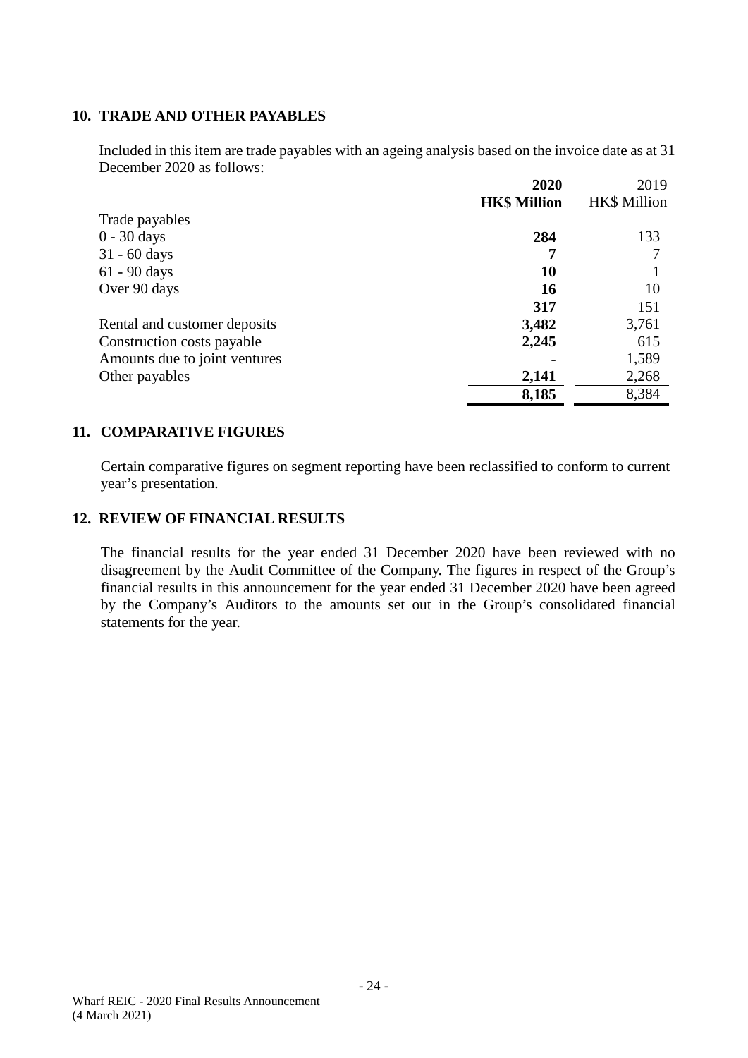## 10. TRADE AND OTHER PAYABLES

Included in this item are trade payables with an ageing analysis based on the invoice date as at 31 December 2020 as follows:

| | **2020** | 2019 |
|---|---|---|
| | **HK$ Million** | HK$ Million |
| Trade payables | | |
| 0 - 30 days | **284** | 133 |
| 31 - 60 days | **7** | 7 |
| 61 - 90 days | **10** | 1 |
| Over 90 days | **16** | 10 |
| | **317** | 151 |
| Rental and customer deposits | **3,482** | 3,761 |
| Construction costs payable | **2,245** | 615 |
| Amounts due to joint ventures | **-** | 1,589 |
| Other payables | **2,141** | 2,268 |
| | **8,185** | 8,384 |

## 11. COMPARATIVE FIGURES

Certain comparative figures on segment reporting have been reclassified to conform to current year's presentation.

## 12. REVIEW OF FINANCIAL RESULTS

The financial results for the year ended 31 December 2020 have been reviewed with no disagreement by the Audit Committee of the Company. The figures in respect of the Group's financial results in this announcement for the year ended 31 December 2020 have been agreed by the Company's Auditors to the amounts set out in the Group's consolidated financial statements for the year.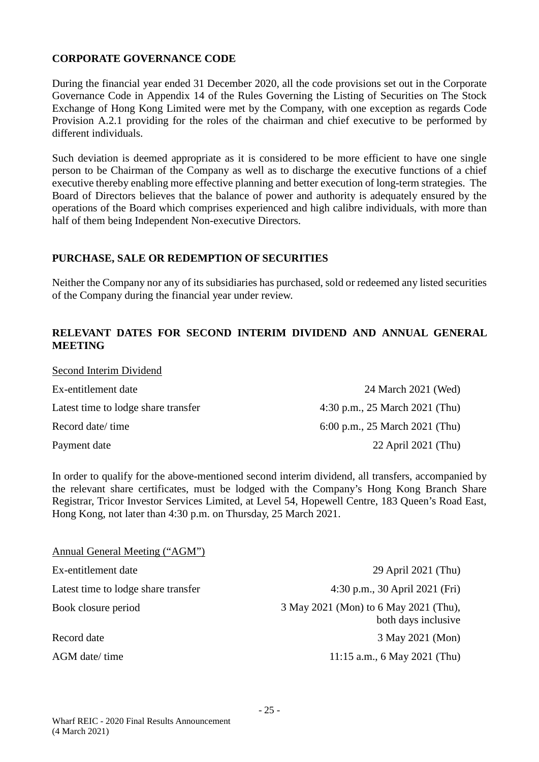## CORPORATE GOVERNANCE CODE

During the financial year ended 31 December 2020, all the code provisions set out in the Corporate Governance Code in Appendix 14 of the Rules Governing the Listing of Securities on The Stock Exchange of Hong Kong Limited were met by the Company, with one exception as regards Code Provision A.2.1 providing for the roles of the chairman and chief executive to be performed by different individuals.

Such deviation is deemed appropriate as it is considered to be more efficient to have one single person to be Chairman of the Company as well as to discharge the executive functions of a chief executive thereby enabling more effective planning and better execution of long-term strategies. The Board of Directors believes that the balance of power and authority is adequately ensured by the operations of the Board which comprises experienced and high calibre individuals, with more than half of them being Independent Non-executive Directors.

## PURCHASE, SALE OR REDEMPTION OF SECURITIES

Neither the Company nor any of its subsidiaries has purchased, sold or redeemed any listed securities of the Company during the financial year under review.

## RELEVANT DATES FOR SECOND INTERIM DIVIDEND AND ANNUAL GENERAL MEETING

<u>Second Interim Dividend</u>

| | |
|---|---|
| Ex-entitlement date | 24 March 2021 (Wed) |
| Latest time to lodge share transfer | 4:30 p.m., 25 March 2021 (Thu) |
| Record date/ time | 6:00 p.m., 25 March 2021 (Thu) |
| Payment date | 22 April 2021 (Thu) |

In order to qualify for the above-mentioned second interim dividend, all transfers, accompanied by the relevant share certificates, must be lodged with the Company's Hong Kong Branch Share Registrar, Tricor Investor Services Limited, at Level 54, Hopewell Centre, 183 Queen's Road East, Hong Kong, not later than 4:30 p.m. on Thursday, 25 March 2021.

<u>Annual General Meeting ("AGM")</u>

| | |
|---|---|
| Ex-entitlement date | 29 April 2021 (Thu) |
| Latest time to lodge share transfer | 4:30 p.m., 30 April 2021 (Fri) |
| Book closure period | 3 May 2021 (Mon) to 6 May 2021 (Thu), both days inclusive |
| Record date | 3 May 2021 (Mon) |
| AGM date/ time | 11:15 a.m., 6 May 2021 (Thu) |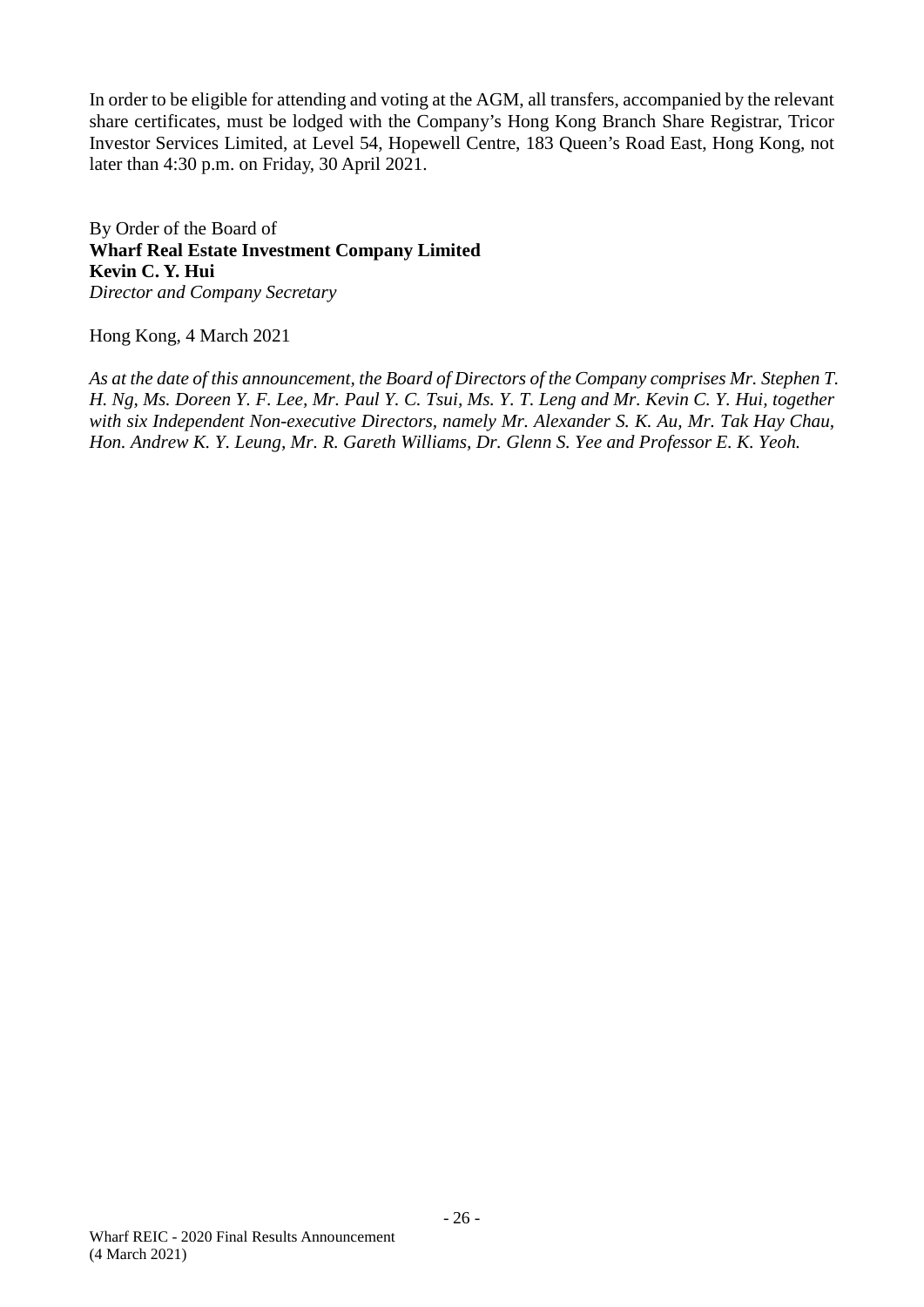In order to be eligible for attending and voting at the AGM, all transfers, accompanied by the relevant share certificates, must be lodged with the Company's Hong Kong Branch Share Registrar, Tricor Investor Services Limited, at Level 54, Hopewell Centre, 183 Queen's Road East, Hong Kong, not later than 4:30 p.m. on Friday, 30 April 2021.

By Order of the Board of
**Wharf Real Estate Investment Company Limited**
**Kevin C. Y. Hui**
*Director and Company Secretary*

Hong Kong, 4 March 2021

*As at the date of this announcement, the Board of Directors of the Company comprises Mr. Stephen T. H. Ng, Ms. Doreen Y. F. Lee, Mr. Paul Y. C. Tsui, Ms. Y. T. Leng and Mr. Kevin C. Y. Hui, together with six Independent Non-executive Directors, namely Mr. Alexander S. K. Au, Mr. Tak Hay Chau, Hon. Andrew K. Y. Leung, Mr. R. Gareth Williams, Dr. Glenn S. Yee and Professor E. K. Yeoh.*